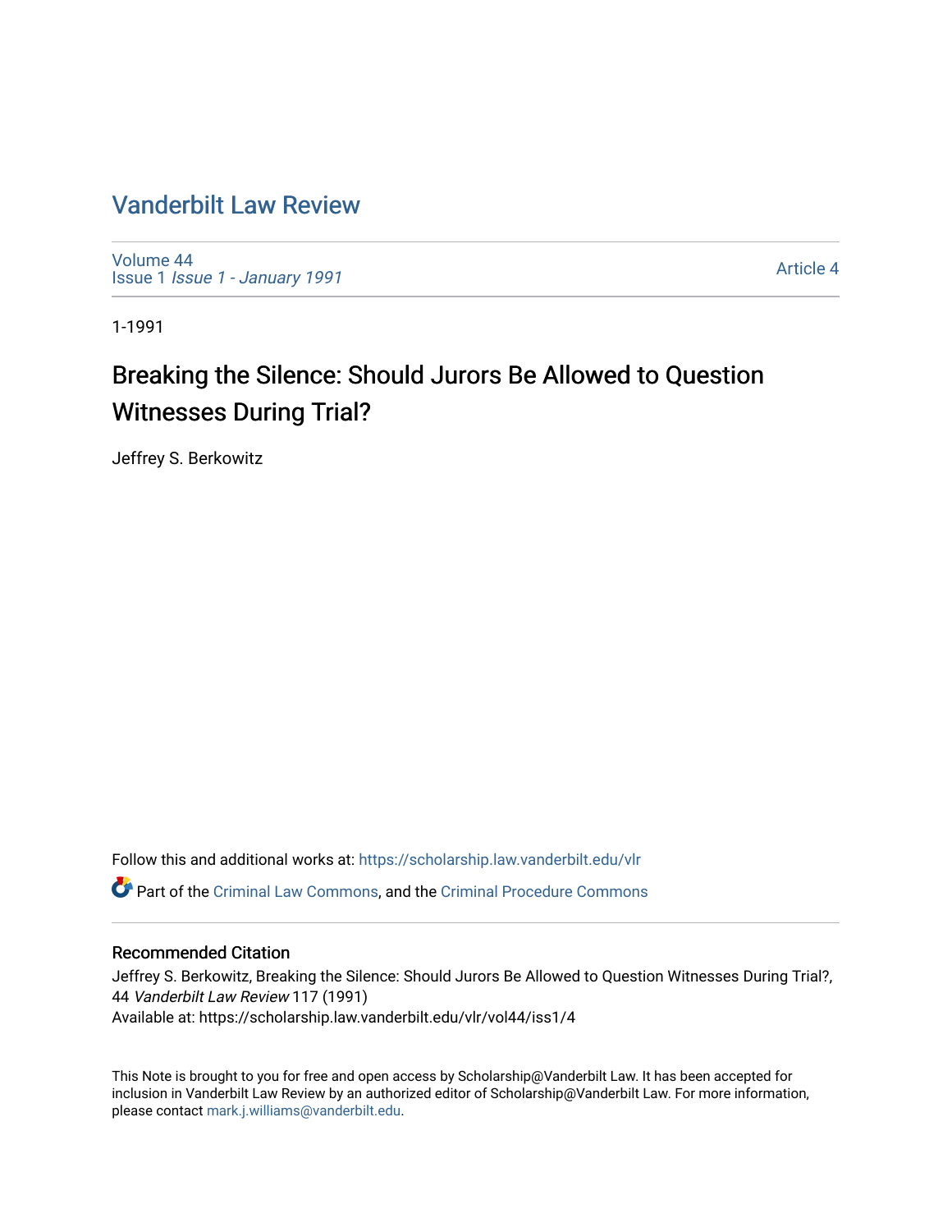# Vanderbilt Law Review

Volume 44
Issue 1 *Issue 1 - January 1991*

Article 4

1-1991

## Breaking the Silence: Should Jurors Be Allowed to Question Witnesses During Trial?

Jeffrey S. Berkowitz

Follow this and additional works at: https://scholarship.law.vanderbilt.edu/vlr

Part of the Criminal Law Commons, and the Criminal Procedure Commons

### Recommended Citation

Jeffrey S. Berkowitz, Breaking the Silence: Should Jurors Be Allowed to Question Witnesses During Trial?, 44 *Vanderbilt Law Review* 117 (1991)
Available at: https://scholarship.law.vanderbilt.edu/vlr/vol44/iss1/4

This Note is brought to you for free and open access by Scholarship@Vanderbilt Law. It has been accepted for inclusion in Vanderbilt Law Review by an authorized editor of Scholarship@Vanderbilt Law. For more information, please contact mark.j.williams@vanderbilt.edu.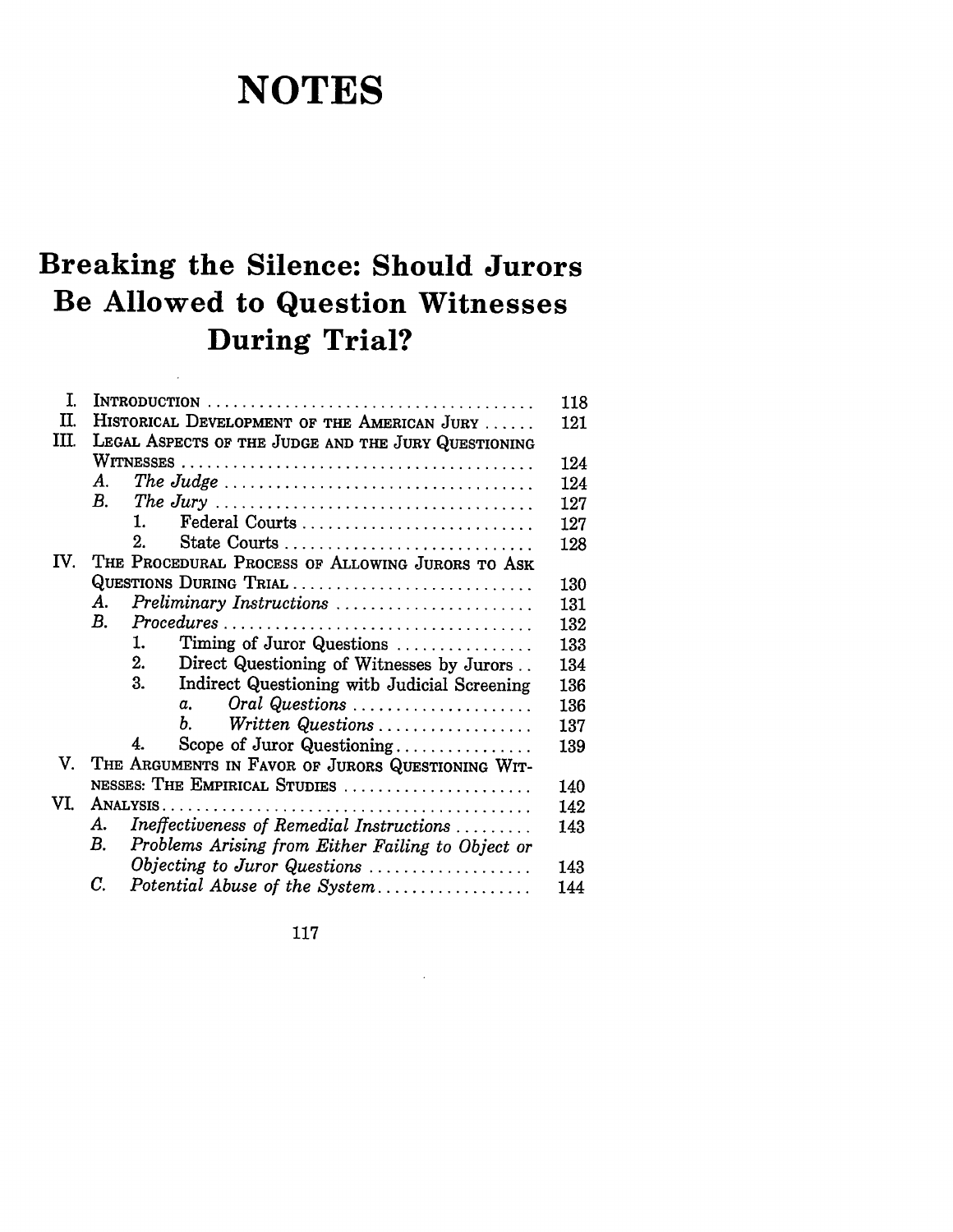# NOTES

## Breaking the Silence: Should Jurors Be Allowed to Question Witnesses During Trial?

| | | |
|---|---|---|
| I. | INTRODUCTION | 118 |
| II. | HISTORICAL DEVELOPMENT OF THE AMERICAN JURY | 121 |
| III. | LEGAL ASPECTS OF THE JUDGE AND THE JURY QUESTIONING WITNESSES | 124 |
| | A. *The Judge* | 124 |
| | B. *The Jury* | 127 |
| | 1. Federal Courts | 127 |
| | 2. State Courts | 128 |
| IV. | THE PROCEDURAL PROCESS OF ALLOWING JURORS TO ASK QUESTIONS DURING TRIAL | 130 |
| | A. *Preliminary Instructions* | 131 |
| | B. *Procedures* | 132 |
| | 1. Timing of Juror Questions | 133 |
| | 2. Direct Questioning of Witnesses by Jurors | 134 |
| | 3. Indirect Questioning witb Judicial Screening | 136 |
| | a. *Oral Questions* | 136 |
| | b. *Written Questions* | 137 |
| | 4. Scope of Juror Questioning | 139 |
| V. | THE ARGUMENTS IN FAVOR OF JURORS QUESTIONING WITNESSES: THE EMPIRICAL STUDIES | 140 |
| VI. | ANALYSIS | 142 |
| | A. *Ineffectiveness of Remedial Instructions* | 143 |
| | B. *Problems Arising from Either Failing to Object or Objecting to Juror Questions* | 143 |
| | C. *Potential Abuse of the System* | 144 |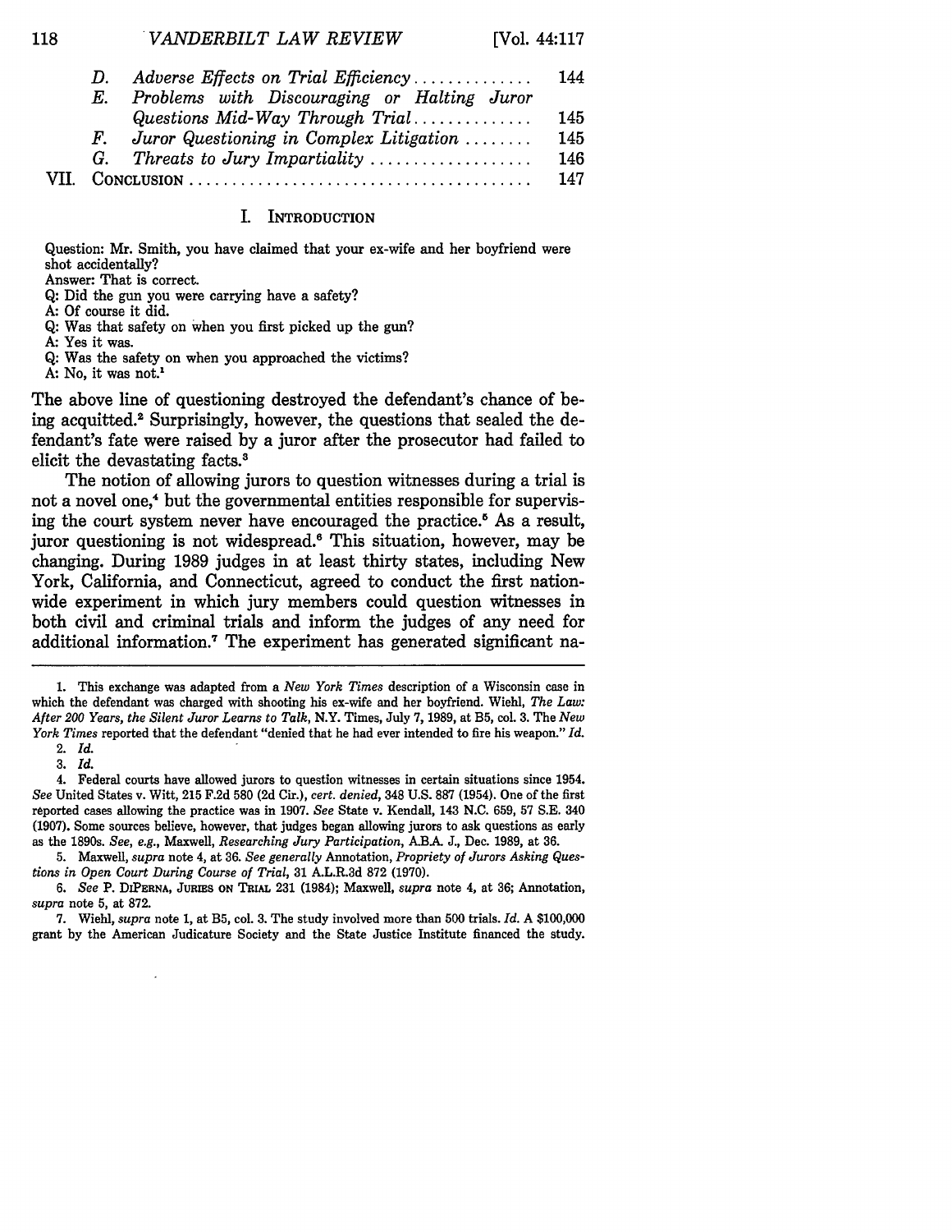| | | |
|---|---|---|
| D. | *Adverse Effects on Trial Efficiency* | 144 |
| E. | *Problems with Discouraging or Halting Juror Questions Mid-Way Through Trial* | 145 |
| F. | *Juror Questioning in Complex Litigation* | 145 |
| G. | *Threats to Jury Impartiality* | 146 |
| VII. | CONCLUSION | 147 |

## I. INTRODUCTION

Question: Mr. Smith, you have claimed that your ex-wife and her boyfriend were shot accidentally?
Answer: That is correct.
Q: Did the gun you were carrying have a safety?
A: Of course it did.
Q: Was that safety on when you first picked up the gun?
A: Yes it was.
Q: Was the safety on when you approached the victims?
A: No, it was not.[1]

The above line of questioning destroyed the defendant's chance of being acquitted.[2] Surprisingly, however, the questions that sealed the defendant's fate were raised by a juror after the prosecutor had failed to elicit the devastating facts.[3]

The notion of allowing jurors to question witnesses during a trial is not a novel one,[4] but the governmental entities responsible for supervising the court system never have encouraged the practice.[5] As a result, juror questioning is not widespread.[6] This situation, however, may be changing. During 1989 judges in at least thirty states, including New York, California, and Connecticut, agreed to conduct the first nationwide experiment in which jury members could question witnesses in both civil and criminal trials and inform the judges of any need for additional information.[7] The experiment has generated significant na-

---

1. This exchange was adapted from a *New York Times* description of a Wisconsin case in which the defendant was charged with shooting his ex-wife and her boyfriend. Wiehl, *The Law: After 200 Years, the Silent Juror Learns to Talk*, N.Y. Times, July 7, 1989, at B5, col. 3. The *New York Times* reported that the defendant "denied that he had ever intended to fire his weapon." *Id.*

2. *Id.*

3. *Id.*

4. Federal courts have allowed jurors to question witnesses in certain situations since 1954. *See* United States v. Witt, 215 F.2d 580 (2d Cir.), *cert. denied*, 348 U.S. 887 (1954). One of the first reported cases allowing the practice was in 1907. *See* State v. Kendall, 143 N.C. 659, 57 S.E. 340 (1907). Some sources believe, however, that judges began allowing jurors to ask questions as early as the 1890s. *See, e.g.*, Maxwell, *Researching Jury Participation*, A.B.A. J., Dec. 1989, at 36.

5. Maxwell, *supra* note 4, at 36. *See generally* Annotation, *Propriety of Jurors Asking Questions in Open Court During Course of Trial*, 31 A.L.R.3d 872 (1970).

6. *See* P. DIPERNA, JURIES ON TRIAL 231 (1984); Maxwell, *supra* note 4, at 36; Annotation, *supra* note 5, at 872.

7. Wiehl, *supra* note 1, at B5, col. 3. The study involved more than 500 trials. *Id.* A $100,000 grant by the American Judicature Society and the State Justice Institute financed the study.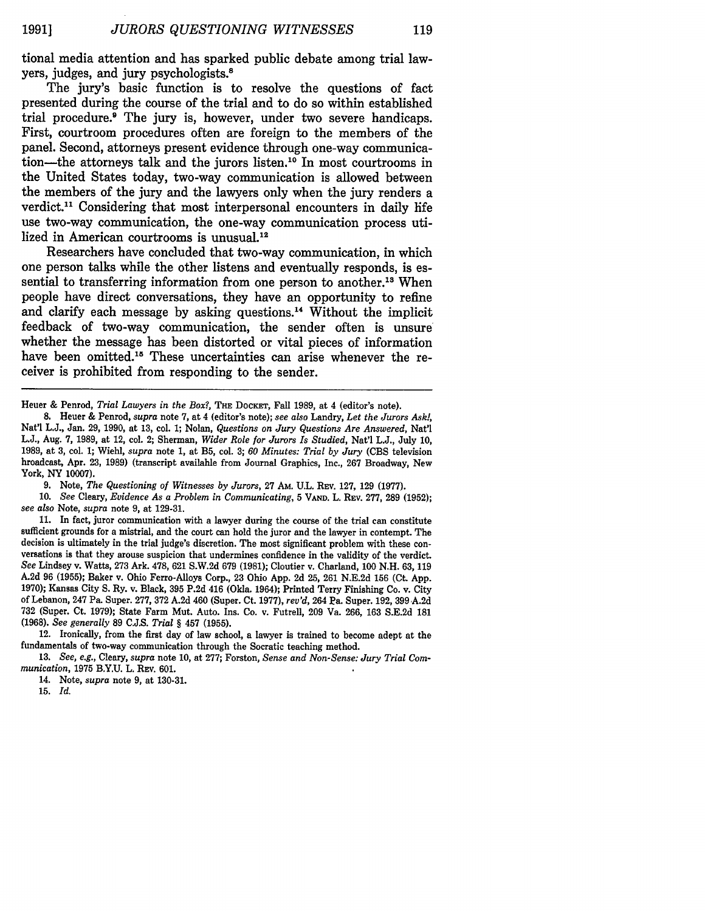tional media attention and has sparked public debate among trial lawyers, judges, and jury psychologists.[8]

The jury's basic function is to resolve the questions of fact presented during the course of the trial and to do so within established trial procedure.[9] The jury is, however, under two severe handicaps. First, courtroom procedures often are foreign to the members of the panel. Second, attorneys present evidence through one-way communication—the attorneys talk and the jurors listen.[10] In most courtrooms in the United States today, two-way communication is allowed between the members of the jury and the lawyers only when the jury renders a verdict.[11] Considering that most interpersonal encounters in daily life use two-way communication, the one-way communication process utilized in American courtrooms is unusual.[12]

Researchers have concluded that two-way communication, in which one person talks while the other listens and eventually responds, is essential to transferring information from one person to another.[13] When people have direct conversations, they have an opportunity to refine and clarify each message by asking questions.[14] Without the implicit feedback of two-way communication, the sender often is unsure whether the message has been distorted or vital pieces of information have been omitted.[15] These uncertainties can arise whenever the receiver is prohibited from responding to the sender.

---

Heuer & Penrod, *Trial Lawyers in the Box?*, THE DOCKET, Fall 1989, at 4 (editor's note).

8. Heuer & Penrod, *supra* note 7, at 4 (editor's note); *see also* Landry, *Let the Jurors Ask!*, Nat'l L.J., Jan. 29, 1990, at 13, col. 1; Nolan, *Questions on Jury Questions Are Answered*, Nat'l L.J., Aug. 7, 1989, at 12, col. 2; Sherman, *Wider Role for Jurors Is Studied*, Nat'l L.J., July 10, 1989, at 3, col. 1; Wiehl, *supra* note 1, at B5, col. 3; *60 Minutes: Trial by Jury* (CBS television broadcast, Apr. 23, 1989) (transcript available from Journal Graphics, Inc., 267 Broadway, New York, NY 10007).

9. Note, *The Questioning of Witnesses by Jurors*, 27 AM. U.L. REV. 127, 129 (1977).

10. *See* Cleary, *Evidence As a Problem in Communicating*, 5 VAND. L. REV. 277, 289 (1952); *see also* Note, *supra* note 9, at 129-31.

11. In fact, juror communication with a lawyer during the course of the trial can constitute sufficient grounds for a mistrial, and the court can hold the juror and the lawyer in contempt. The decision is ultimately in the trial judge's discretion. The most significant problem with these conversations is that they arouse suspicion that undermines confidence in the validity of the verdict. *See* Lindsey v. Watts, 273 Ark. 478, 621 S.W.2d 679 (1981); Cloutier v. Charland, 100 N.H. 63, 119 A.2d 96 (1955); Baker v. Ohio Ferro-Alloys Corp., 23 Ohio App. 2d 25, 261 N.E.2d 156 (Ct. App. 1970); Kansas City S. Ry. v. Black, 395 P.2d 416 (Okla. 1964); Printed Terry Finishing Co. v. City of Lebanon, 247 Pa. Super. 277, 372 A.2d 460 (Super. Ct. 1977), *rev'd*, 264 Pa. Super. 192, 399 A.2d 732 (Super. Ct. 1979); State Farm Mut. Auto. Ins. Co. v. Futrell, 209 Va. 266, 163 S.E.2d 181 (1968). *See generally* 89 C.J.S. *Trial* § 457 (1955).

12. Ironically, from the first day of law school, a lawyer is trained to become adept at the fundamentals of two-way communication through the Socratic teaching method.

13. *See, e.g.*, Cleary, *supra* note 10, at 277; Forston, *Sense and Non-Sense: Jury Trial Communication*, 1975 B.Y.U. L. REV. 601.

14. Note, *supra* note 9, at 130-31.

15. *Id.*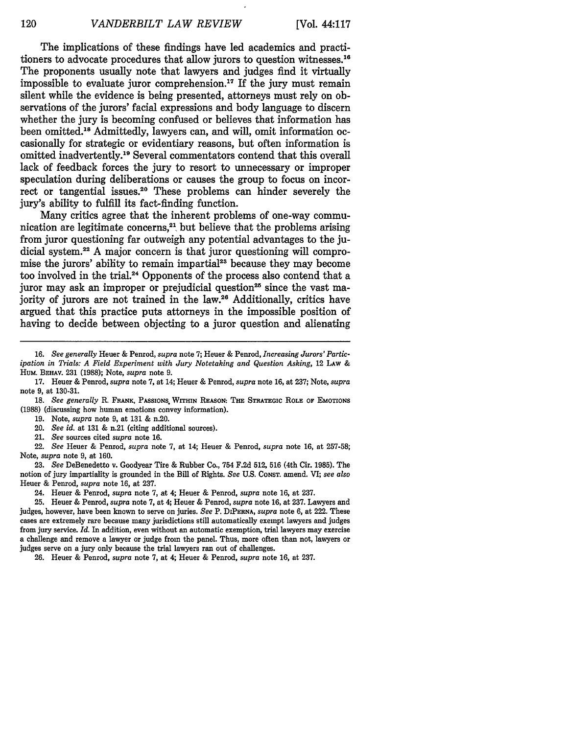The implications of these findings have led academics and practitioners to advocate procedures that allow jurors to question witnesses.[16] The proponents usually note that lawyers and judges find it virtually impossible to evaluate juror comprehension.[17] If the jury must remain silent while the evidence is being presented, attorneys must rely on observations of the jurors' facial expressions and body language to discern whether the jury is becoming confused or believes that information has been omitted.[18] Admittedly, lawyers can, and will, omit information occasionally for strategic or evidentiary reasons, but often information is omitted inadvertently.[19] Several commentators contend that this overall lack of feedback forces the jury to resort to unnecessary or improper speculation during deliberations or causes the group to focus on incorrect or tangential issues.[20] These problems can hinder severely the jury's ability to fulfill its fact-finding function.

Many critics agree that the inherent problems of one-way communication are legitimate concerns,[21] but believe that the problems arising from juror questioning far outweigh any potential advantages to the judicial system.[22] A major concern is that juror questioning will compromise the jurors' ability to remain impartial[23] because they may become too involved in the trial.[24] Opponents of the process also contend that a juror may ask an improper or prejudicial question[25] since the vast majority of jurors are not trained in the law.[26] Additionally, critics have argued that this practice puts attorneys in the impossible position of having to decide between objecting to a juror question and alienating

---

16. *See generally* Heuer & Penrod, *supra* note 7; Heuer & Penrod, *Increasing Jurors' Participation in Trials: A Field Experiment with Jury Notetaking and Question Asking*, 12 LAW & HUM. BEHAV. 231 (1988); Note, *supra* note 9.

17. Heuer & Penrod, *supra* note 7, at 14; Heuer & Penrod, *supra* note 16, at 237; Note, *supra* note 9, at 130-31.

18. *See generally* R. FRANK, PASSIONS WITHIN REASON: THE STRATEGIC ROLE OF EMOTIONS (1988) (discussing how human emotions convey information).

19. Note, *supra* note 9, at 131 & n.20.

20. *See id.* at 131 & n.21 (citing additional sources).

21. *See* sources cited *supra* note 16.

22. *See* Heuer & Penrod, *supra* note 7, at 14; Heuer & Penrod, *supra* note 16, at 257-58; Note, *supra* note 9, at 160.

23. *See* DeBenedetto v. Goodyear Tire & Rubber Co., 754 F.2d 512, 516 (4th Cir. 1985). The notion of jury impartiality is grounded in the Bill of Rights. *See* U.S. CONST. amend. VI; *see also* Heuer & Penrod, *supra* note 16, at 237.

24. Heuer & Penrod, *supra* note 7, at 4; Heuer & Penrod, *supra* note 16, at 237.

25. Heuer & Penrod, *supra* note 7, at 4; Heuer & Penrod, *supra* note 16, at 237. Lawyers and judges, however, have been known to serve on juries. *See* P. DIPERNA, *supra* note 6, at 222. These cases are extremely rare because many jurisdictions still automatically exempt lawyers and judges from jury service. *Id.* In addition, even without an automatic exemption, trial lawyers may exercise a challenge and remove a lawyer or judge from the panel. Thus, more often than not, lawyers or judges serve on a jury only because the trial lawyers ran out of challenges.

26. Heuer & Penrod, *supra* note 7, at 4; Heuer & Penrod, *supra* note 16, at 237.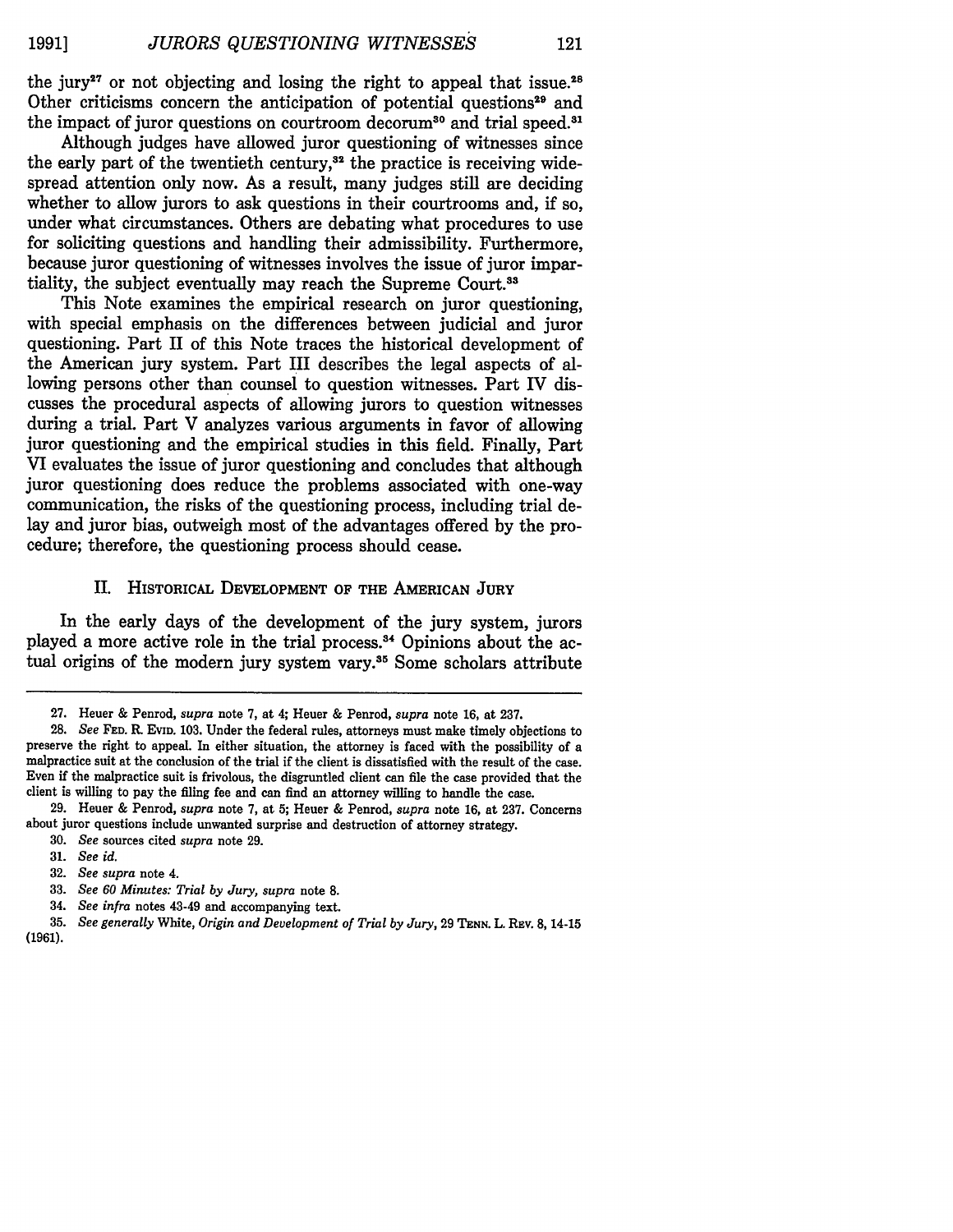the jury[27] or not objecting and losing the right to appeal that issue.[28] Other criticisms concern the anticipation of potential questions[29] and the impact of juror questions on courtroom decorum[30] and trial speed.[31]

Although judges have allowed juror questioning of witnesses since the early part of the twentieth century,[32] the practice is receiving widespread attention only now. As a result, many judges still are deciding whether to allow jurors to ask questions in their courtrooms and, if so, under what circumstances. Others are debating what procedures to use for soliciting questions and handling their admissibility. Furthermore, because juror questioning of witnesses involves the issue of juror impartiality, the subject eventually may reach the Supreme Court.[33]

This Note examines the empirical research on juror questioning, with special emphasis on the differences between judicial and juror questioning. Part II of this Note traces the historical development of the American jury system. Part III describes the legal aspects of allowing persons other than counsel to question witnesses. Part IV discusses the procedural aspects of allowing jurors to question witnesses during a trial. Part V analyzes various arguments in favor of allowing juror questioning and the empirical studies in this field. Finally, Part VI evaluates the issue of juror questioning and concludes that although juror questioning does reduce the problems associated with one-way communication, the risks of the questioning process, including trial delay and juror bias, outweigh most of the advantages offered by the procedure; therefore, the questioning process should cease.

## II. Historical Development of the American Jury

In the early days of the development of the jury system, jurors played a more active role in the trial process.[34] Opinions about the actual origins of the modern jury system vary.[35] Some scholars attribute

---

27. Heuer & Penrod, *supra* note 7, at 4; Heuer & Penrod, *supra* note 16, at 237.

28. *See* Fed. R. Evid. 103. Under the federal rules, attorneys must make timely objections to preserve the right to appeal. In either situation, the attorney is faced with the possibility of a malpractice suit at the conclusion of the trial if the client is dissatisfied with the result of the case. Even if the malpractice suit is frivolous, the disgruntled client can file the case provided that the client is willing to pay the filing fee and can find an attorney willing to handle the case.

29. Heuer & Penrod, *supra* note 7, at 5; Heuer & Penrod, *supra* note 16, at 237. Concerns about juror questions include unwanted surprise and destruction of attorney strategy.

30. *See* sources cited *supra* note 29.

31. *See id.*

32. *See supra* note 4.

33. *See 60 Minutes: Trial by Jury*, *supra* note 8.

34. *See infra* notes 43-49 and accompanying text.

35. *See generally* White, *Origin and Development of Trial by Jury*, 29 Tenn. L. Rev. 8, 14-15 (1961).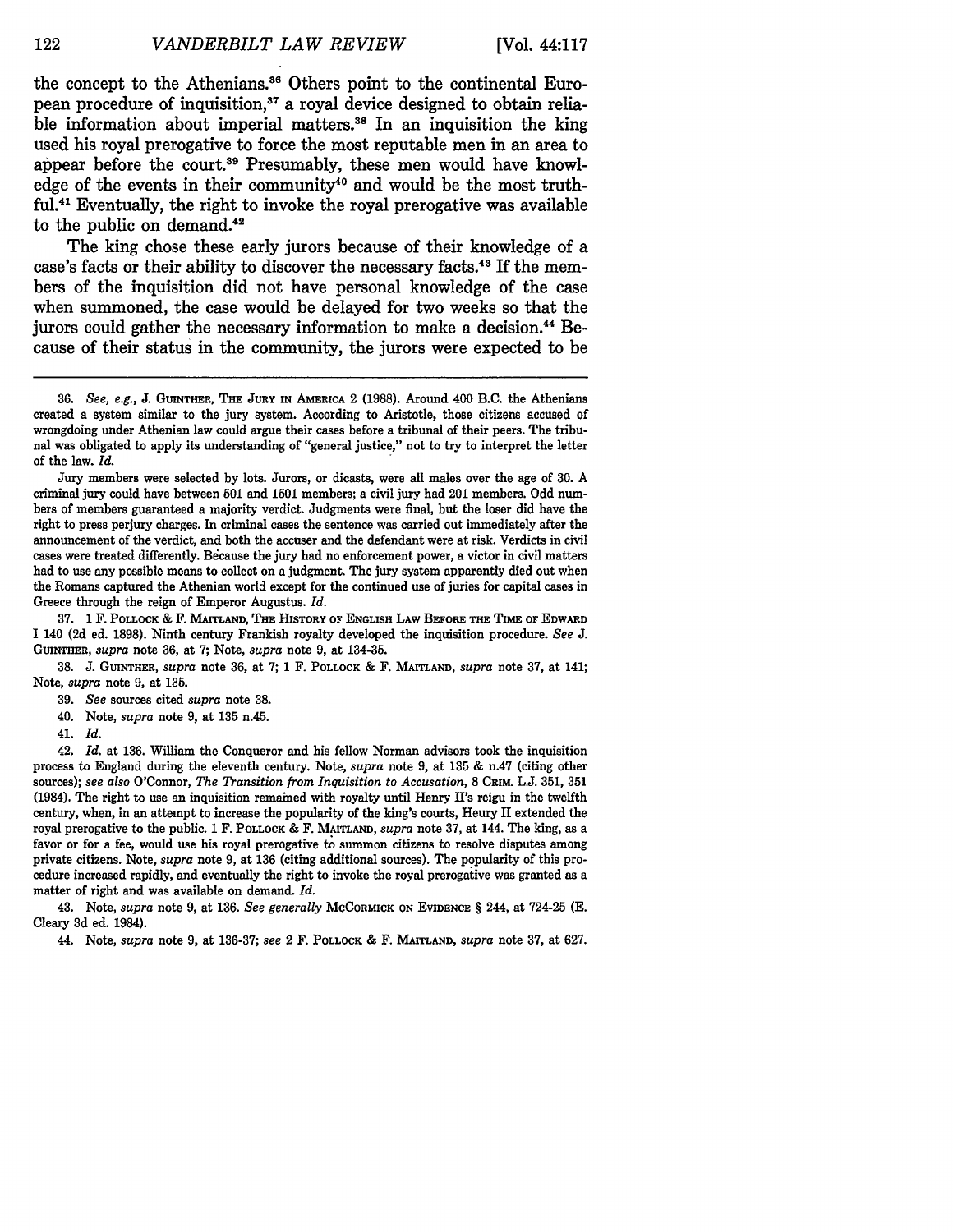the concept to the Athenians.[36] Others point to the continental European procedure of inquisition,[37] a royal device designed to obtain reliable information about imperial matters.[38] In an inquisition the king used his royal prerogative to force the most reputable men in an area to appear before the court.[39] Presumably, these men would have knowledge of the events in their community[40] and would be the most truthful.[41] Eventually, the right to invoke the royal prerogative was available to the public on demand.[42]

The king chose these early jurors because of their knowledge of a case's facts or their ability to discover the necessary facts.[43] If the members of the inquisition did not have personal knowledge of the case when summoned, the case would be delayed for two weeks so that the jurors could gather the necessary information to make a decision.[44] Because of their status in the community, the jurors were expected to be

---

36. *See, e.g.*, J. GUINTHER, THE JURY IN AMERICA 2 (1988). Around 400 B.C. the Athenians created a system similar to the jury system. According to Aristotle, those citizens accused of wrongdoing under Athenian law could argue their cases before a tribunal of their peers. The tribunal was obligated to apply its understanding of "general justice," not to try to interpret the letter of the law. *Id.*

Jury members were selected by lots. Jurors, or dicasts, were all males over the age of 30. A criminal jury could have between 501 and 1501 members; a civil jury had 201 members. Odd numbers of members guaranteed a majority verdict. Judgments were final, but the loser did have the right to press perjury charges. In criminal cases the sentence was carried out immediately after the announcement of the verdict, and both the accuser and the defendant were at risk. Verdicts in civil cases were treated differently. Because the jury had no enforcement power, a victor in civil matters had to use any possible means to collect on a judgment. The jury system apparently died out when the Romans captured the Athenian world except for the continued use of juries for capital cases in Greece through the reign of Emperor Augustus. *Id.*

37. 1 F. POLLOCK & F. MAITLAND, THE HISTORY OF ENGLISH LAW BEFORE THE TIME OF EDWARD I 140 (2d ed. 1898). Ninth century Frankish royalty developed the inquisition procedure. *See* J. GUINTHER, *supra* note 36, at 7; Note, *supra* note 9, at 134-35.

38. J. GUINTHER, *supra* note 36, at 7; 1 F. POLLOCK & F. MAITLAND, *supra* note 37, at 141; Note, *supra* note 9, at 135.

39. *See* sources cited *supra* note 38.

40. Note, *supra* note 9, at 135 n.45.

41. *Id.*

42. *Id.* at 136. William the Conqueror and his fellow Norman advisors took the inquisition process to England during the eleventh century. Note, *supra* note 9, at 135 & n.47 (citing other sources); *see also* O'Connor, *The Transition from Inquisition to Accusation*, 8 CRIM. L.J. 351, 351 (1984). The right to use an inquisition remained with royalty until Henry II's reign in the twelfth century, when, in an attempt to increase the popularity of the king's courts, Henry II extended the royal prerogative to the public. 1 F. POLLOCK & F. MAITLAND, *supra* note 37, at 144. The king, as a favor or for a fee, would use his royal prerogative to summon citizens to resolve disputes among private citizens. Note, *supra* note 9, at 136 (citing additional sources). The popularity of this procedure increased rapidly, and eventually the right to invoke the royal prerogative was granted as a matter of right and was available on demand. *Id.*

43. Note, *supra* note 9, at 136. *See generally* MCCORMICK ON EVIDENCE § 244, at 724-25 (E. Cleary 3d ed. 1984).

44. Note, *supra* note 9, at 136-37; *see* 2 F. POLLOCK & F. MAITLAND, *supra* note 37, at 627.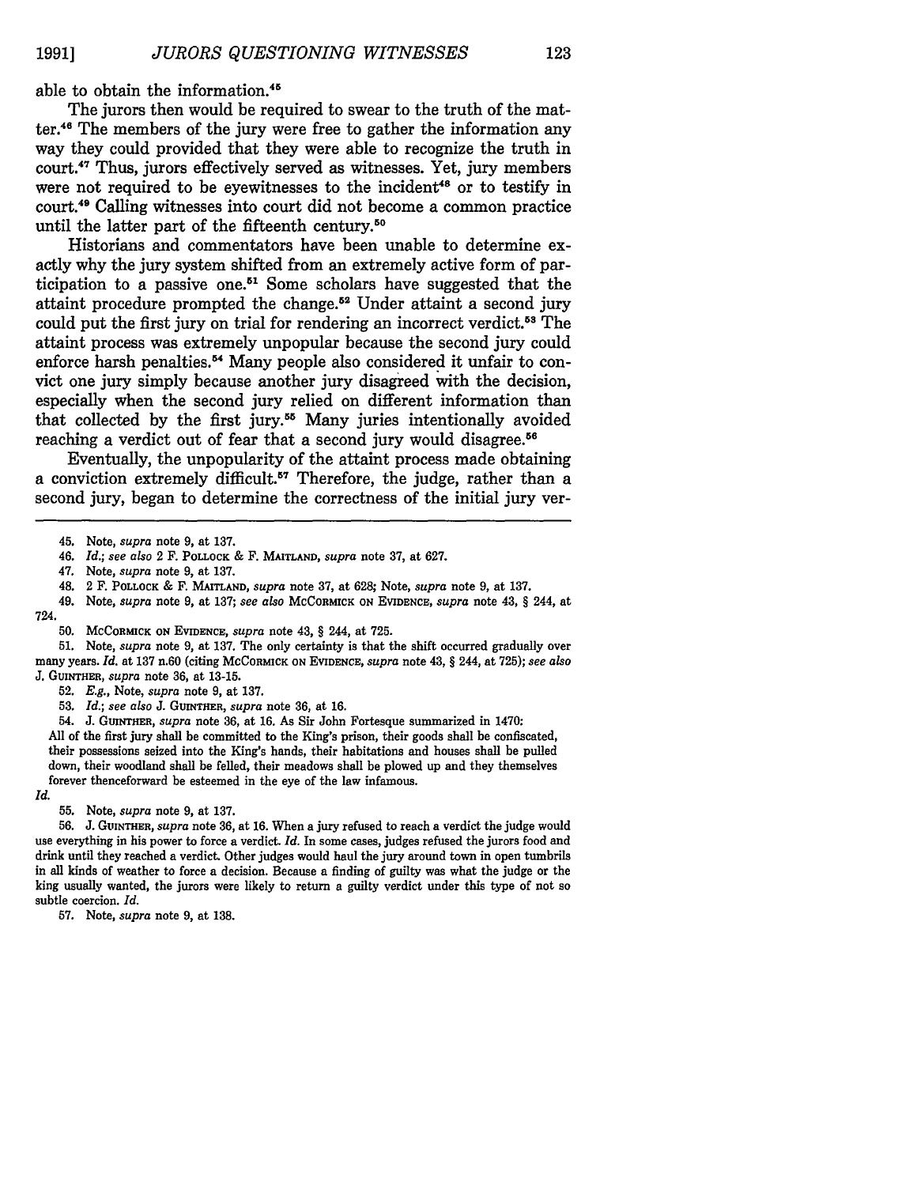able to obtain the information.[45]

The jurors then would be required to swear to the truth of the matter.[46] The members of the jury were free to gather the information any way they could provided that they were able to recognize the truth in court.[47] Thus, jurors effectively served as witnesses. Yet, jury members were not required to be eyewitnesses to the incident[48] or to testify in court.[49] Calling witnesses into court did not become a common practice until the latter part of the fifteenth century.[50]

Historians and commentators have been unable to determine exactly why the jury system shifted from an extremely active form of participation to a passive one.[51] Some scholars have suggested that the attaint procedure prompted the change.[52] Under attaint a second jury could put the first jury on trial for rendering an incorrect verdict.[53] The attaint process was extremely unpopular because the second jury could enforce harsh penalties.[54] Many people also considered it unfair to convict one jury simply because another jury disagreed with the decision, especially when the second jury relied on different information than that collected by the first jury.[55] Many juries intentionally avoided reaching a verdict out of fear that a second jury would disagree.[56]

Eventually, the unpopularity of the attaint process made obtaining a conviction extremely difficult.[57] Therefore, the judge, rather than a second jury, began to determine the correctness of the initial jury ver-

---

45. Note, *supra* note 9, at 137.

46. *Id.*; *see also* 2 F. POLLOCK & F. MAITLAND, *supra* note 37, at 627.

47. Note, *supra* note 9, at 137.

48. 2 F. POLLOCK & F. MAITLAND, *supra* note 37, at 628; Note, *supra* note 9, at 137.

49. Note, *supra* note 9, at 137; *see also* MCCORMICK ON EVIDENCE, *supra* note 43, § 244, at 724.

50. MCCORMICK ON EVIDENCE, *supra* note 43, § 244, at 725.

51. Note, *supra* note 9, at 137. The only certainty is that the shift occurred gradually over many years. *Id.* at 137 n.60 (citing MCCORMICK ON EVIDENCE, *supra* note 43, § 244, at 725); *see also* J. GUINTHER, *supra* note 36, at 13-15.

52. *E.g.*, Note, *supra* note 9, at 137.

53. *Id.*; *see also* J. GUINTHER, *supra* note 36, at 16.

54. J. GUINTHER, *supra* note 36, at 16. As Sir John Fortesque summarized in 1470:

> All of the first jury shall be committed to the King's prison, their goods shall be confiscated, their possessions seized into the King's hands, their habitations and houses shall be pulled down, their woodland shall be felled, their meadows shall be plowed up and they themselves forever thenceforward be esteemed in the eye of the law infamous.

*Id.*

55. Note, *supra* note 9, at 137.

56. J. GUINTHER, *supra* note 36, at 16. When a jury refused to reach a verdict the judge would use everything in his power to force a verdict. *Id.* In some cases, judges refused the jurors food and drink until they reached a verdict. Other judges would haul the jury around town in open tumbrils in all kinds of weather to force a decision. Because a finding of guilty was what the judge or the king usually wanted, the jurors were likely to return a guilty verdict under this type of not so subtle coercion. *Id.*

57. Note, *supra* note 9, at 138.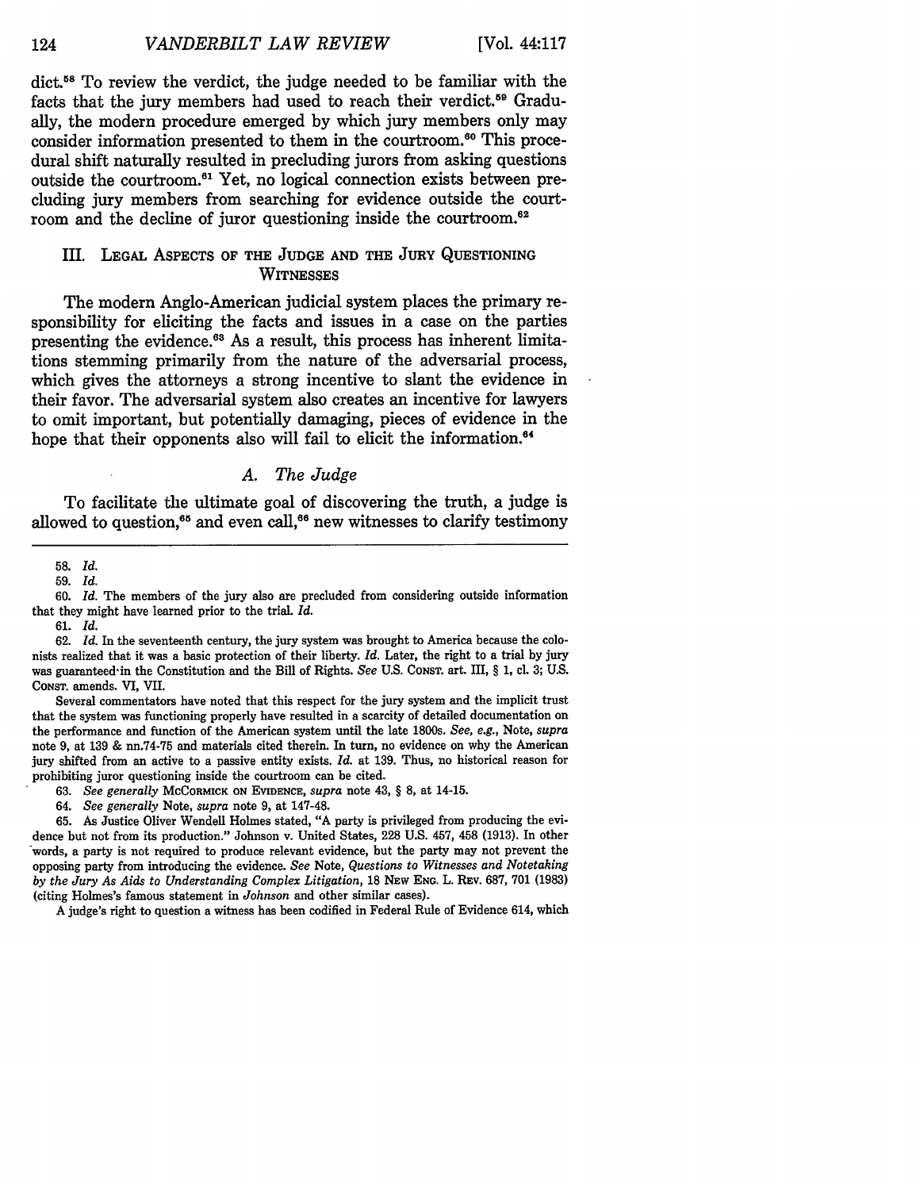dict.[58] To review the verdict, the judge needed to be familiar with the facts that the jury members had used to reach their verdict.[59] Gradually, the modern procedure emerged by which jury members only may consider information presented to them in the courtroom.[60] This procedural shift naturally resulted in precluding jurors from asking questions outside the courtroom.[61] Yet, no logical connection exists between precluding jury members from searching for evidence outside the courtroom and the decline of juror questioning inside the courtroom.[62]

## III. Legal Aspects of the Judge and the Jury Questioning Witnesses

The modern Anglo-American judicial system places the primary responsibility for eliciting the facts and issues in a case on the parties presenting the evidence.[63] As a result, this process has inherent limitations stemming primarily from the nature of the adversarial process, which gives the attorneys a strong incentive to slant the evidence in their favor. The adversarial system also creates an incentive for lawyers to omit important, but potentially damaging, pieces of evidence in the hope that their opponents also will fail to elicit the information.[64]

### *A. The Judge*

To facilitate the ultimate goal of discovering the truth, a judge is allowed to question,[65] and even call,[66] new witnesses to clarify testimony

---

58. *Id.*

59. *Id.*

60. *Id.* The members of the jury also are precluded from considering outside information that they might have learned prior to the trial. *Id.*

61. *Id.*

62. *Id.* In the seventeenth century, the jury system was brought to America because the colonists realized that it was a basic protection of their liberty. *Id.* Later, the right to a trial by jury was guaranteed in the Constitution and the Bill of Rights. *See* U.S. Const. art. III, § 1, cl. 3; U.S. Const. amends. VI, VII.

Several commentators have noted that this respect for the jury system and the implicit trust that the system was functioning properly have resulted in a scarcity of detailed documentation on the performance and function of the American system until the late 1800s. *See, e.g.*, Note, *supra* note 9, at 139 & nn.74-75 and materials cited therein. In turn, no evidence on why the American jury shifted from an active to a passive entity exists. *Id.* at 139. Thus, no historical reason for prohibiting juror questioning inside the courtroom can be cited.

63. *See generally* McCormick on Evidence, *supra* note 43, § 8, at 14-15.

64. *See generally* Note, *supra* note 9, at 147-48.

65. As Justice Oliver Wendell Holmes stated, "A party is privileged from producing the evidence but not from its production." Johnson v. United States, 228 U.S. 457, 458 (1913). In other words, a party is not required to produce relevant evidence, but the party may not prevent the opposing party from introducing the evidence. *See* Note, *Questions to Witnesses and Notetaking by the Jury As Aids to Understanding Complex Litigation*, 18 New Eng. L. Rev. 687, 701 (1983) (citing Holmes's famous statement in *Johnson* and other similar cases).

A judge's right to question a witness has been codified in Federal Rule of Evidence 614, which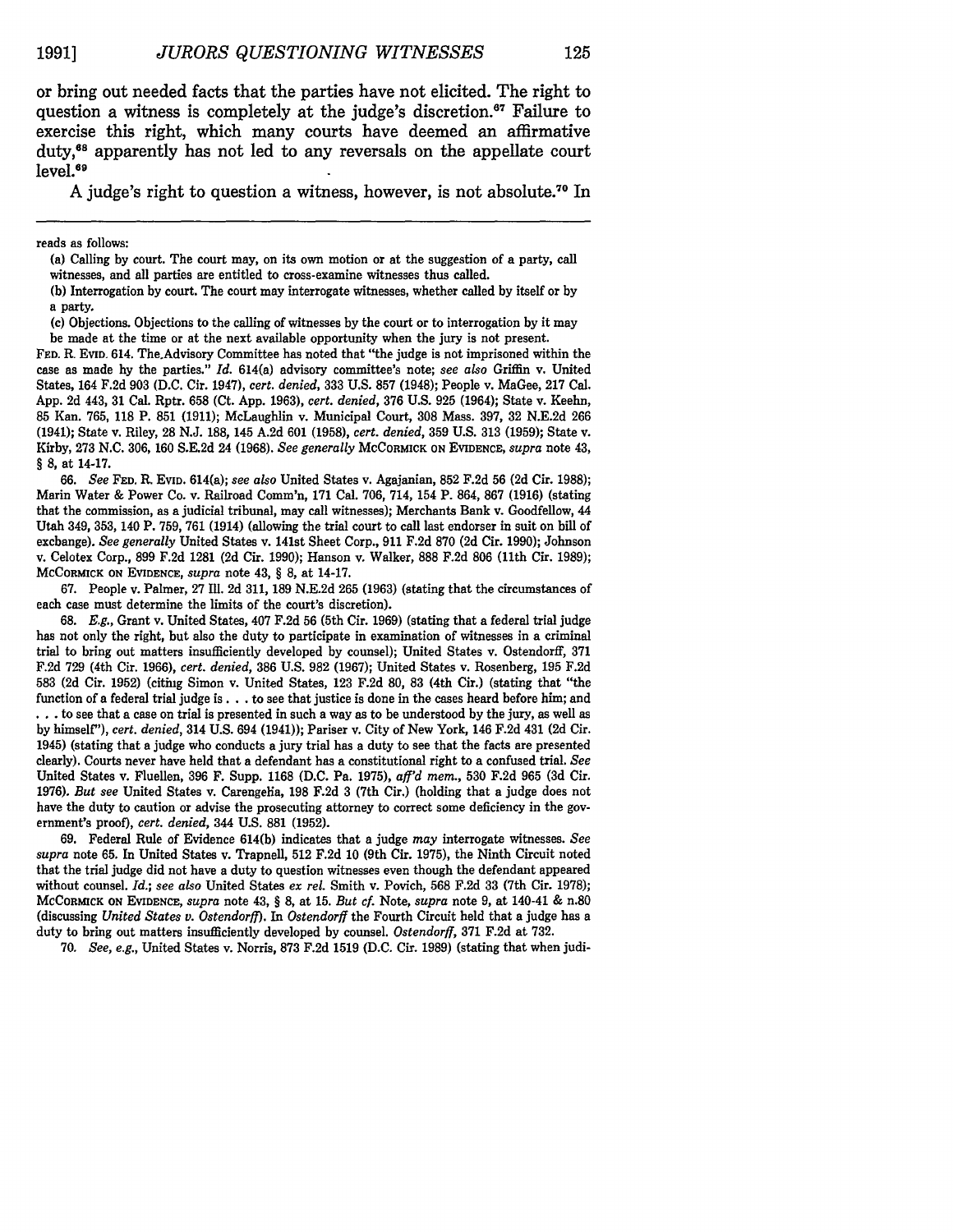or bring out needed facts that the parties have not elicited. The right to question a witness is completely at the judge's discretion.[67] Failure to exercise this right, which many courts have deemed an affirmative duty,[68] apparently has not led to any reversals on the appellate court level.[69]

A judge's right to question a witness, however, is not absolute.[70] In

---

reads as follows:

(a) Calling by court. The court may, on its own motion or at the suggestion of a party, call witnesses, and all parties are entitled to cross-examine witnesses thus called.

(b) Interrogation by court. The court may interrogate witnesses, whether called by itself or by a party.

(c) Objections. Objections to the calling of witnesses by the court or to interrogation by it may be made at the time or at the next available opportunity when the jury is not present.

FED. R. EVID. 614. The Advisory Committee has noted that "the judge is not imprisoned within the case as made by the parties." *Id.* 614(a) advisory committee's note; *see also* Griffin v. United States, 164 F.2d 903 (D.C. Cir. 1947), *cert. denied*, 333 U.S. 857 (1948); People v. MaGee, 217 Cal. App. 2d 443, 31 Cal. Rptr. 658 (Ct. App. 1963), *cert. denied*, 376 U.S. 925 (1964); State v. Keehn, 85 Kan. 765, 118 P. 851 (1911); McLaughlin v. Municipal Court, 308 Mass. 397, 32 N.E.2d 266 (1941); State v. Riley, 28 N.J. 188, 145 A.2d 601 (1958), *cert. denied*, 359 U.S. 313 (1959); State v. Kirby, 273 N.C. 306, 160 S.E.2d 24 (1968). *See generally* MCCORMICK ON EVIDENCE, *supra* note 43, § 8, at 14-17.

66. *See* FED. R. EVID. 614(a); *see also* United States v. Agajanian, 852 F.2d 56 (2d Cir. 1988); Marin Water & Power Co. v. Railroad Comm'n, 171 Cal. 706, 714, 154 P. 864, 867 (1916) (stating that the commission, as a judicial tribunal, may call witnesses); Merchants Bank v. Goodfellow, 44 Utah 349, 353, 140 P. 759, 761 (1914) (allowing the trial court to call last endorser in suit on bill of exchange). *See generally* United States v. 141st Sheet Corp., 911 F.2d 870 (2d Cir. 1990); Johnson v. Celotex Corp., 899 F.2d 1281 (2d Cir. 1990); Hanson v. Walker, 888 F.2d 806 (11th Cir. 1989); MCCORMICK ON EVIDENCE, *supra* note 43, § 8, at 14-17.

67. People v. Palmer, 27 Ill. 2d 311, 189 N.E.2d 265 (1963) (stating that the circumstances of each case must determine the limits of the court's discretion).

68. *E.g.*, Grant v. United States, 407 F.2d 56 (5th Cir. 1969) (stating that a federal trial judge has not only the right, but also the duty to participate in examination of witnesses in a criminal trial to bring out matters insufficiently developed by counsel); United States v. Ostendorff, 371 F.2d 729 (4th Cir. 1966), *cert. denied*, 386 U.S. 982 (1967); United States v. Rosenberg, 195 F.2d 583 (2d Cir. 1952) (citing Simon v. United States, 123 F.2d 80, 83 (4th Cir.) (stating that "the function of a federal trial judge is . . . to see that justice is done in the cases heard before him; and . . . to see that a case on trial is presented in such a way as to be understood by the jury, as well as by himself"), *cert. denied*, 314 U.S. 694 (1941)); Pariser v. City of New York, 146 F.2d 431 (2d Cir. 1945) (stating that a judge who conducts a jury trial has a duty to see that the facts are presented clearly). Courts never have held that a defendant has a constitutional right to a confused trial. *See* United States v. Fluellen, 396 F. Supp. 1168 (D.C. Pa. 1975), *aff'd mem.*, 530 F.2d 965 (3d Cir. 1976). *But see* United States v. Carengella, 198 F.2d 3 (7th Cir.) (holding that a judge does not have the duty to caution or advise the prosecuting attorney to correct some deficiency in the government's proof), *cert. denied*, 344 U.S. 881 (1952).

69. Federal Rule of Evidence 614(b) indicates that a judge *may* interrogate witnesses. *See supra* note 65. In United States v. Trapnell, 512 F.2d 10 (9th Cir. 1975), the Ninth Circuit noted that the trial judge did not have a duty to question witnesses even though the defendant appeared without counsel. *Id.*; *see also* United States *ex rel.* Smith v. Povich, 568 F.2d 33 (7th Cir. 1978); MCCORMICK ON EVIDENCE, *supra* note 43, § 8, at 15. *But cf.* Note, *supra* note 9, at 140-41 & n.80 (discussing *United States v. Ostendorff*). In *Ostendorff* the Fourth Circuit held that a judge has a duty to bring out matters insufficiently developed by counsel. *Ostendorff*, 371 F.2d at 732.

70. *See, e.g.*, United States v. Norris, 873 F.2d 1519 (D.C. Cir. 1989) (stating that when judi-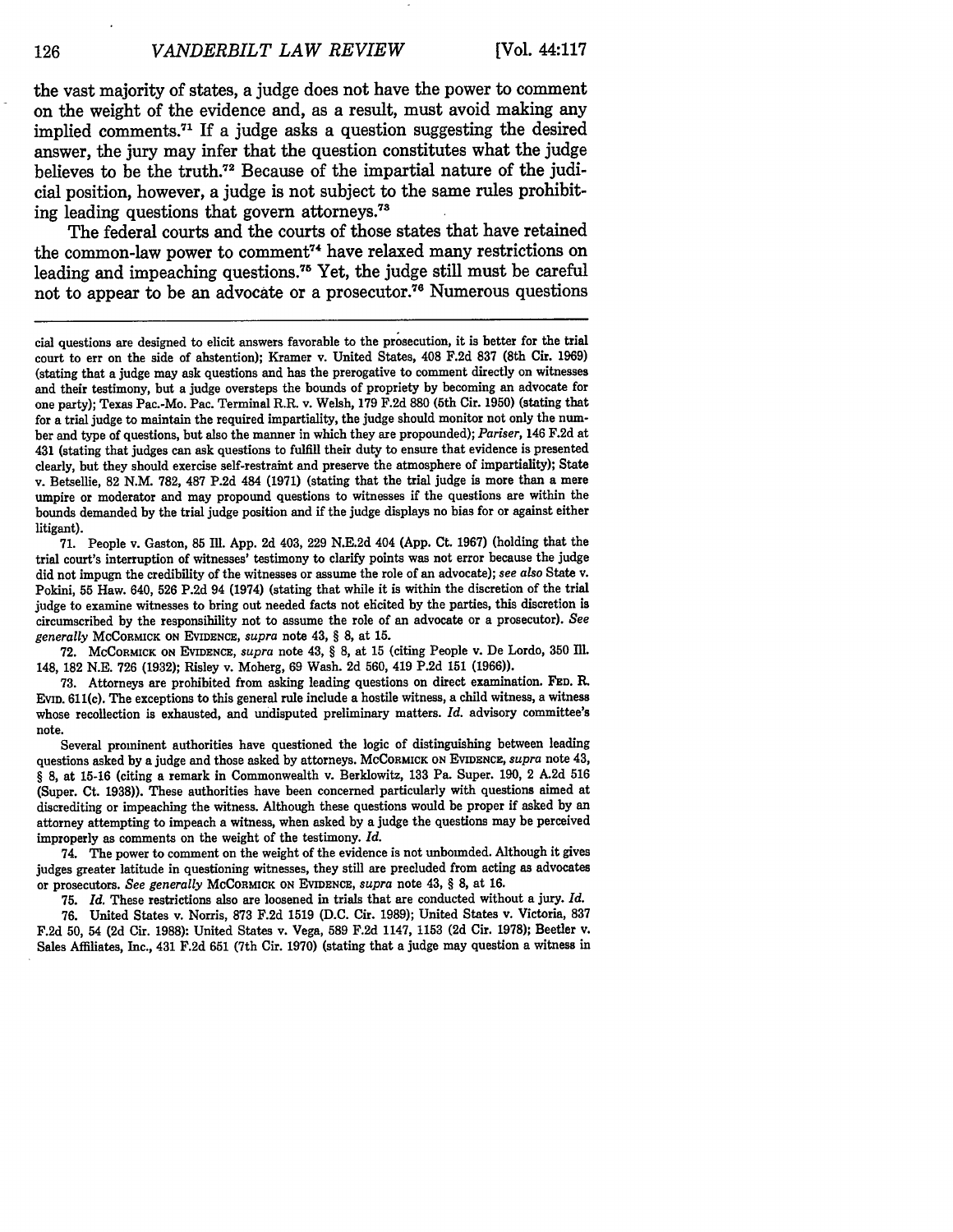the vast majority of states, a judge does not have the power to comment on the weight of the evidence and, as a result, must avoid making any implied comments.[71] If a judge asks a question suggesting the desired answer, the jury may infer that the question constitutes what the judge believes to be the truth.[72] Because of the impartial nature of the judicial position, however, a judge is not subject to the same rules prohibiting leading questions that govern attorneys.[73]

The federal courts and the courts of those states that have retained the common-law power to comment[74] have relaxed many restrictions on leading and impeaching questions.[75] Yet, the judge still must be careful not to appear to be an advocate or a prosecutor.[76] Numerous questions

---

cial questions are designed to elicit answers favorable to the prosecution, it is better for the trial court to err on the side of abstention); Kramer v. United States, 408 F.2d 837 (8th Cir. 1969) (stating that a judge may ask questions and has the prerogative to comment directly on witnesses and their testimony, but a judge oversteps the bounds of propriety by becoming an advocate for one party); Texas Pac.-Mo. Pac. Terminal R.R. v. Welsh, 179 F.2d 880 (5th Cir. 1950) (stating that for a trial judge to maintain the required impartiality, the judge should monitor not only the number and type of questions, but also the manner in which they are propounded); *Pariser*, 146 F.2d at 431 (stating that judges can ask questions to fulfill their duty to ensure that evidence is presented clearly, but they should exercise self-restraint and preserve the atmosphere of impartiality); State v. Betsellie, 82 N.M. 782, 487 P.2d 484 (1971) (stating that the trial judge is more than a mere umpire or moderator and may propound questions to witnesses if the questions are within the bounds demanded by the trial judge position and if the judge displays no bias for or against either litigant).

71. People v. Gaston, 85 Ill. App. 2d 403, 229 N.E.2d 404 (App. Ct. 1967) (holding that the trial court's interruption of witnesses' testimony to clarify points was not error because the judge did not impugn the credibility of the witnesses or assume the role of an advocate); *see also* State v. Pokini, 55 Haw. 640, 526 P.2d 94 (1974) (stating that while it is within the discretion of the trial judge to examine witnesses to bring out needed facts not elicited by the parties, this discretion is circumscribed by the responsibility not to assume the role of an advocate or a prosecutor). *See generally* McCormick on Evidence, *supra* note 43, § 8, at 15.

72. McCormick on Evidence, *supra* note 43, § 8, at 15 (citing People v. De Lordo, 350 Ill. 148, 182 N.E. 726 (1932); Risley v. Moberg, 69 Wash. 2d 560, 419 P.2d 151 (1966)).

73. Attorneys are prohibited from asking leading questions on direct examination. Fed. R. Evid. 611(c). The exceptions to this general rule include a hostile witness, a child witness, a witness whose recollection is exhausted, and undisputed preliminary matters. *Id.* advisory committee's note.

Several prominent authorities have questioned the logic of distinguishing between leading questions asked by a judge and those asked by attorneys. McCormick on Evidence, *supra* note 43, § 8, at 15-16 (citing a remark in Commonwealth v. Berklowitz, 133 Pa. Super. 190, 2 A.2d 516 (Super. Ct. 1938)). These authorities have been concerned particularly with questions aimed at discrediting or impeaching the witness. Although these questions would be proper if asked by an attorney attempting to impeach a witness, when asked by a judge the questions may be perceived improperly as comments on the weight of the testimony. *Id.*

74. The power to comment on the weight of the evidence is not unbounded. Although it gives judges greater latitude in questioning witnesses, they still are precluded from acting as advocates or prosecutors. *See generally* McCormick on Evidence, *supra* note 43, § 8, at 16.

75. *Id.* These restrictions also are loosened in trials that are conducted without a jury. *Id.*

76. United States v. Norris, 873 F.2d 1519 (D.C. Cir. 1989); United States v. Victoria, 837 F.2d 50, 54 (2d Cir. 1988); United States v. Vega, 589 F.2d 1147, 1153 (2d Cir. 1978); Beetler v. Sales Affiliates, Inc., 431 F.2d 651 (7th Cir. 1970) (stating that a judge may question a witness in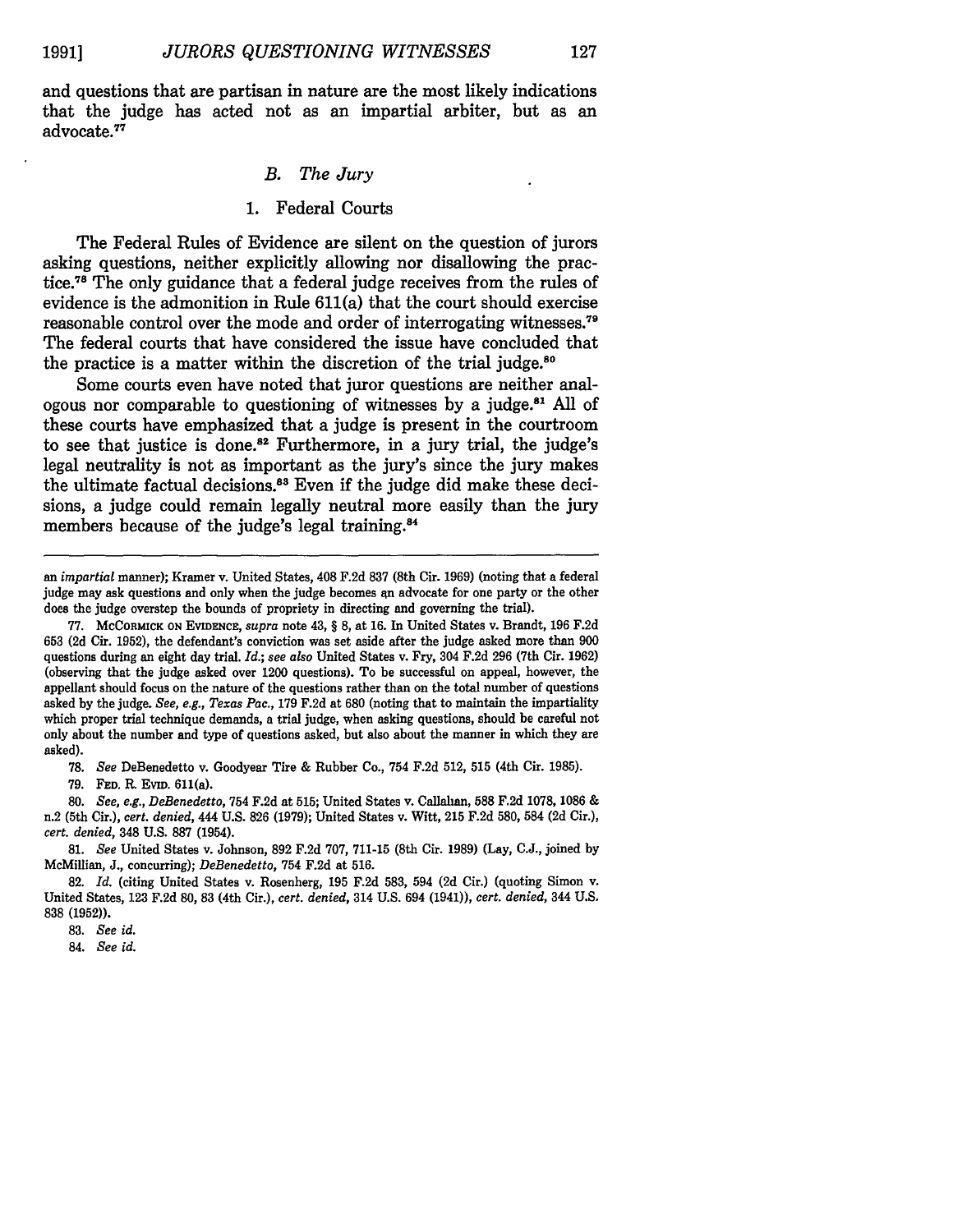and questions that are partisan in nature are the most likely indications that the judge has acted not as an impartial arbiter, but as an advocate.[77]

### *B. The Jury*

#### 1. Federal Courts

The Federal Rules of Evidence are silent on the question of jurors asking questions, neither explicitly allowing nor disallowing the practice.[78] The only guidance that a federal judge receives from the rules of evidence is the admonition in Rule 611(a) that the court should exercise reasonable control over the mode and order of interrogating witnesses.[79] The federal courts that have considered the issue have concluded that the practice is a matter within the discretion of the trial judge.[80]

Some courts even have noted that juror questions are neither analogous nor comparable to questioning of witnesses by a judge.[81] All of these courts have emphasized that a judge is present in the courtroom to see that justice is done.[82] Furthermore, in a jury trial, the judge's legal neutrality is not as important as the jury's since the jury makes the ultimate factual decisions.[83] Even if the judge did make these decisions, a judge could remain legally neutral more easily than the jury members because of the judge's legal training.[84]

---

an *impartial* manner); Kramer v. United States, 408 F.2d 837 (8th Cir. 1969) (noting that a federal judge may ask questions and only when the judge becomes an advocate for one party or the other does the judge overstep the bounds of propriety in directing and governing the trial).

77. McCormick on Evidence, *supra* note 43, § 8, at 16. In United States v. Brandt, 196 F.2d 653 (2d Cir. 1952), the defendant's conviction was set aside after the judge asked more than 900 questions during an eight day trial. *Id.*; *see also* United States v. Fry, 304 F.2d 296 (7th Cir. 1962) (observing that the judge asked over 1200 questions). To be successful on appeal, however, the appellant should focus on the nature of the questions rather than on the total number of questions asked by the judge. *See, e.g., Texas Pac.*, 179 F.2d at 680 (noting that to maintain the impartiality which proper trial technique demands, a trial judge, when asking questions, should be careful not only about the number and type of questions asked, but also about the manner in which they are asked).

78. *See* DeBenedetto v. Goodyear Tire & Rubber Co., 754 F.2d 512, 515 (4th Cir. 1985).

79. Fed. R. Evid. 611(a).

80. *See, e.g., DeBenedetto*, 754 F.2d at 515; United States v. Callahan, 588 F.2d 1078, 1086 & n.2 (5th Cir.), *cert. denied*, 444 U.S. 826 (1979); United States v. Witt, 215 F.2d 580, 584 (2d Cir.), *cert. denied*, 348 U.S. 887 (1954).

81. *See* United States v. Johnson, 892 F.2d 707, 711-15 (8th Cir. 1989) (Lay, C.J., joined by McMillian, J., concurring); *DeBenedetto*, 754 F.2d at 516.

82. *Id.* (citing United States v. Rosenberg, 195 F.2d 583, 594 (2d Cir.) (quoting Simon v. United States, 123 F.2d 80, 83 (4th Cir.), *cert. denied*, 314 U.S. 694 (1941)), *cert. denied*, 344 U.S. 838 (1952)).

83. *See id.*

84. *See id.*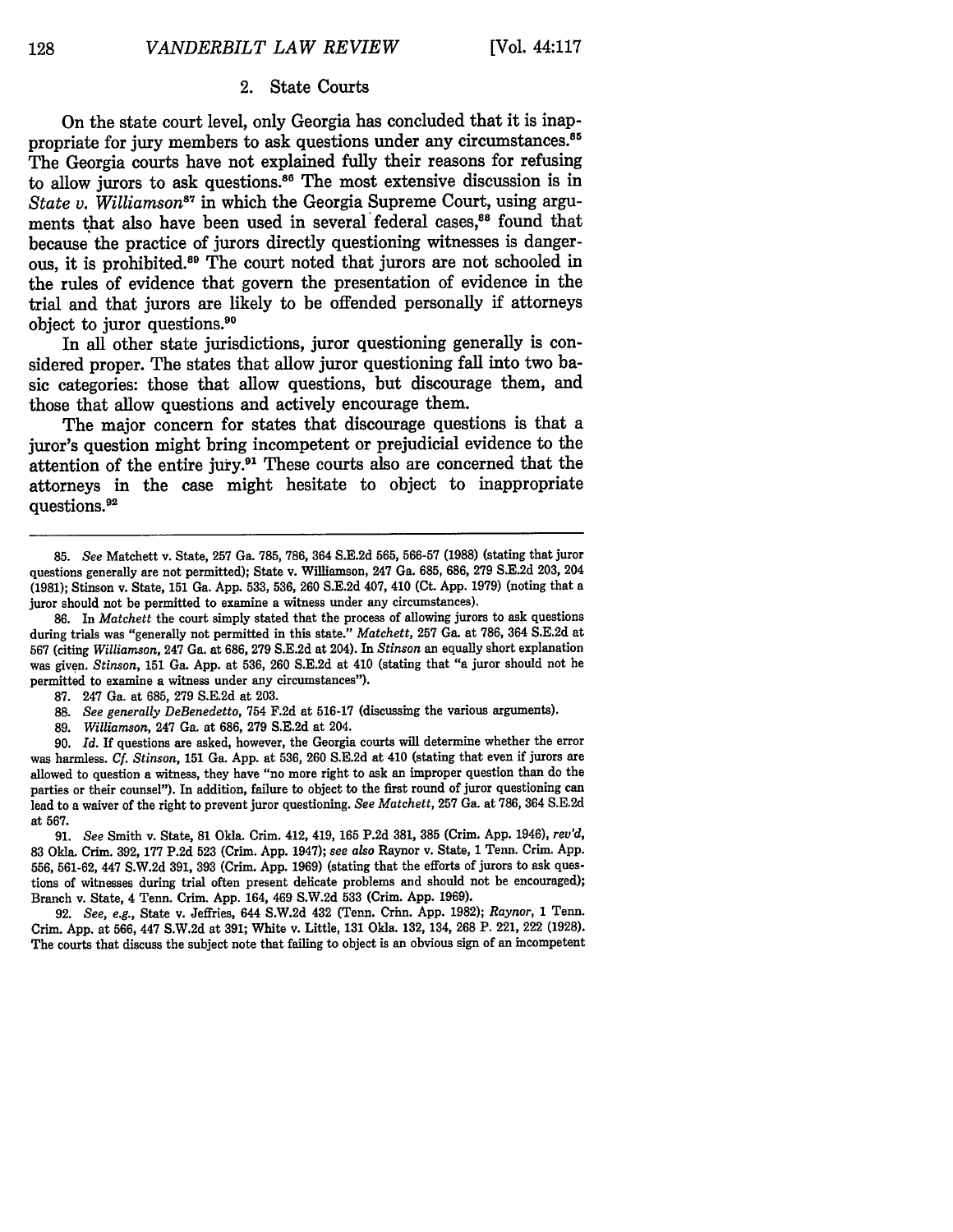### 2. State Courts

On the state court level, only Georgia has concluded that it is inappropriate for jury members to ask questions under any circumstances.[85] The Georgia courts have not explained fully their reasons for refusing to allow jurors to ask questions.[86] The most extensive discussion is in *State v. Williamson*[87] in which the Georgia Supreme Court, using arguments that also have been used in several federal cases,[88] found that because the practice of jurors directly questioning witnesses is dangerous, it is prohibited.[89] The court noted that jurors are not schooled in the rules of evidence that govern the presentation of evidence in the trial and that jurors are likely to be offended personally if attorneys object to juror questions.[90]

In all other state jurisdictions, juror questioning generally is considered proper. The states that allow juror questioning fall into two basic categories: those that allow questions, but discourage them, and those that allow questions and actively encourage them.

The major concern for states that discourage questions is that a juror's question might bring incompetent or prejudicial evidence to the attention of the entire jury.[91] These courts also are concerned that the attorneys in the case might hesitate to object to inappropriate questions.[92]

---

85. *See* Matchett v. State, 257 Ga. 785, 786, 364 S.E.2d 565, 566-57 (1988) (stating that juror questions generally are not permitted); State v. Williamson, 247 Ga. 685, 686, 279 S.E.2d 203, 204 (1981); Stinson v. State, 151 Ga. App. 533, 536, 260 S.E.2d 407, 410 (Ct. App. 1979) (noting that a juror should not be permitted to examine a witness under any circumstances).

86. In *Matchett* the court simply stated that the process of allowing jurors to ask questions during trials was "generally not permitted in this state." *Matchett*, 257 Ga. at 786, 364 S.E.2d at 567 (citing *Williamson*, 247 Ga. at 686, 279 S.E.2d at 204). In *Stinson* an equally short explanation was given. *Stinson*, 151 Ga. App. at 536, 260 S.E.2d at 410 (stating that "a juror should not be permitted to examine a witness under any circumstances").

87. 247 Ga. at 685, 279 S.E.2d at 203.

88. *See generally DeBenedetto*, 754 F.2d at 516-17 (discussing the various arguments).

89. *Williamson*, 247 Ga. at 686, 279 S.E.2d at 204.

90. *Id.* If questions are asked, however, the Georgia courts will determine whether the error was harmless. *Cf. Stinson*, 151 Ga. App. at 536, 260 S.E.2d at 410 (stating that even if jurors are allowed to question a witness, they have "no more right to ask an improper question than do the parties or their counsel"). In addition, failure to object to the first round of juror questioning can lead to a waiver of the right to prevent juror questioning. *See Matchett*, 257 Ga. at 786, 364 S.E.2d at 567.

91. *See* Smith v. State, 81 Okla. Crim. 412, 419, 165 P.2d 381, 385 (Crim. App. 1946), *rev'd*, 83 Okla. Crim. 392, 177 P.2d 523 (Crim. App. 1947); *see also* Raynor v. State, 1 Tenn. Crim. App. 556, 561-62, 447 S.W.2d 391, 393 (Crim. App. 1969) (stating that the efforts of jurors to ask questions of witnesses during trial often present delicate problems and should not be encouraged); Branch v. State, 4 Tenn. Crim. App. 164, 469 S.W.2d 533 (Crim. App. 1969).

92. *See, e.g.*, State v. Jeffries, 644 S.W.2d 432 (Tenn. Crim. App. 1982); *Raynor*, 1 Tenn. Crim. App. at 566, 447 S.W.2d at 391; White v. Little, 131 Okla. 132, 134, 268 P. 221, 222 (1928). The courts that discuss the subject note that failing to object is an obvious sign of an incompetent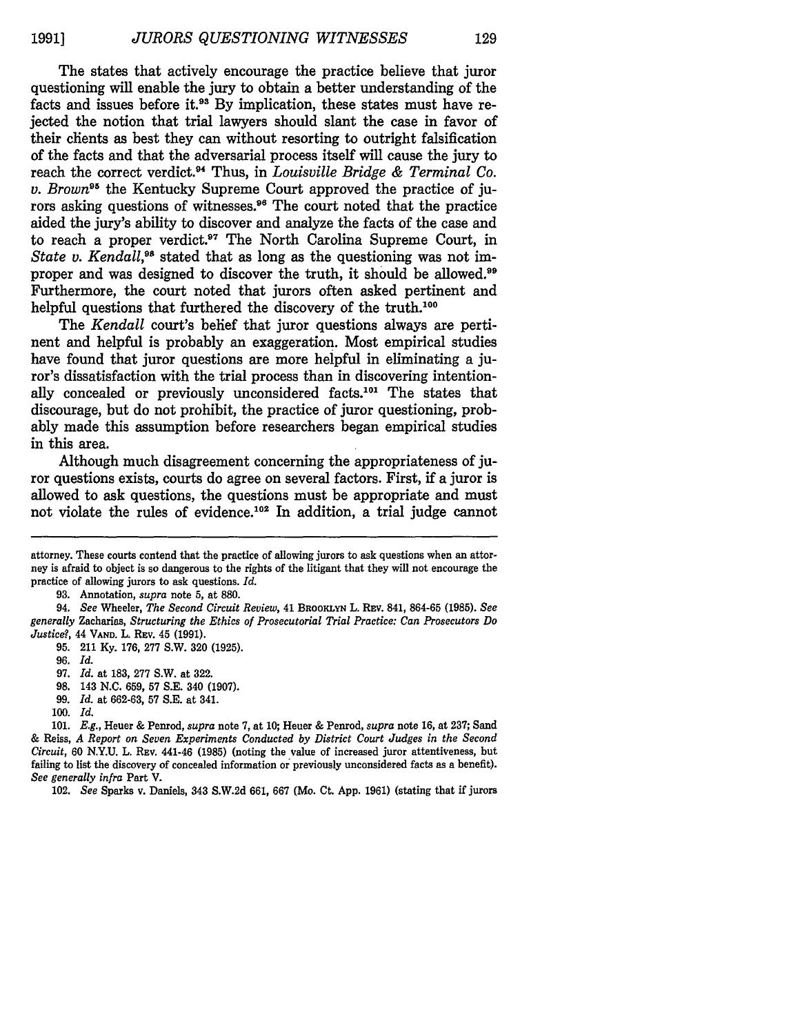The states that actively encourage the practice believe that juror questioning will enable the jury to obtain a better understanding of the facts and issues before it.[93] By implication, these states must have rejected the notion that trial lawyers should slant the case in favor of their clients as best they can without resorting to outright falsification of the facts and that the adversarial process itself will cause the jury to reach the correct verdict.[94] Thus, in *Louisville Bridge & Terminal Co. v. Brown*[95] the Kentucky Supreme Court approved the practice of jurors asking questions of witnesses.[96] The court noted that the practice aided the jury's ability to discover and analyze the facts of the case and to reach a proper verdict.[97] The North Carolina Supreme Court, in *State v. Kendall*,[98] stated that as long as the questioning was not improper and was designed to discover the truth, it should be allowed.[99] Furthermore, the court noted that jurors often asked pertinent and helpful questions that furthered the discovery of the truth.[100]

The *Kendall* court's belief that juror questions always are pertinent and helpful is probably an exaggeration. Most empirical studies have found that juror questions are more helpful in eliminating a juror's dissatisfaction with the trial process than in discovering intentionally concealed or previously unconsidered facts.[101] The states that discourage, but do not prohibit, the practice of juror questioning, probably made this assumption before researchers began empirical studies in this area.

Although much disagreement concerning the appropriateness of juror questions exists, courts do agree on several factors. First, if a juror is allowed to ask questions, the questions must be appropriate and must not violate the rules of evidence.[102] In addition, a trial judge cannot

---

attorney. These courts contend that the practice of allowing jurors to ask questions when an attorney is afraid to object is so dangerous to the rights of the litigant that they will not encourage the practice of allowing jurors to ask questions. *Id.*

93. Annotation, *supra* note 5, at 880.

94. *See* Wheeler, *The Second Circuit Review*, 41 BROOKLYN L. REV. 841, 864-65 (1985). *See generally* Zacharias, *Structuring the Ethics of Prosecutorial Trial Practice: Can Prosecutors Do Justice?*, 44 VAND. L. REV. 45 (1991).

95. 211 Ky. 176, 277 S.W. 320 (1925).

96. *Id.*

97. *Id.* at 183, 277 S.W. at 322.

98. 143 N.C. 659, 57 S.E. 340 (1907).

99. *Id.* at 662-63, 57 S.E. at 341.

100. *Id.*

101. *E.g.*, Heuer & Penrod, *supra* note 7, at 10; Heuer & Penrod, *supra* note 16, at 237; Sand & Reiss, *A Report on Seven Experiments Conducted by District Court Judges in the Second Circuit*, 60 N.Y.U. L. REV. 441-46 (1985) (noting the value of increased juror attentiveness, but failing to list the discovery of concealed information or previously unconsidered facts as a benefit). *See generally infra* Part V.

102. *See* Sparks v. Daniels, 343 S.W.2d 661, 667 (Mo. Ct. App. 1961) (stating that if jurors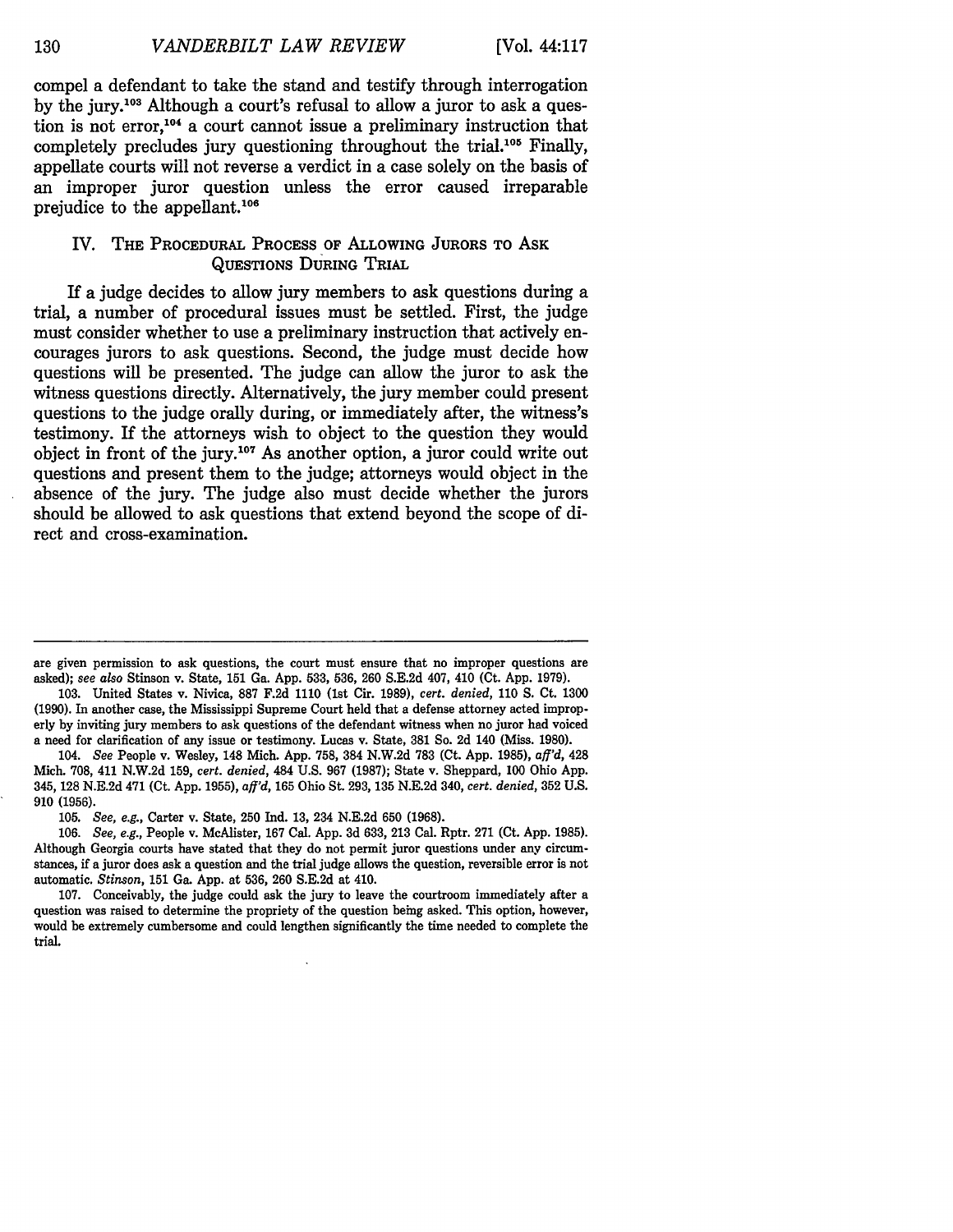compel a defendant to take the stand and testify through interrogation by the jury.[103] Although a court's refusal to allow a juror to ask a question is not error,[104] a court cannot issue a preliminary instruction that completely precludes jury questioning throughout the trial.[105] Finally, appellate courts will not reverse a verdict in a case solely on the basis of an improper juror question unless the error caused irreparable prejudice to the appellant.[106]

## IV. The Procedural Process of Allowing Jurors to Ask Questions During Trial

If a judge decides to allow jury members to ask questions during a trial, a number of procedural issues must be settled. First, the judge must consider whether to use a preliminary instruction that actively encourages jurors to ask questions. Second, the judge must decide how questions will be presented. The judge can allow the juror to ask the witness questions directly. Alternatively, the jury member could present questions to the judge orally during, or immediately after, the witness's testimony. If the attorneys wish to object to the question they would object in front of the jury.[107] As another option, a juror could write out questions and present them to the judge; attorneys would object in the absence of the jury. The judge also must decide whether the jurors should be allowed to ask questions that extend beyond the scope of direct and cross-examination.

---

are given permission to ask questions, the court must ensure that no improper questions are asked); *see also* Stinson v. State, 151 Ga. App. 533, 536, 260 S.E.2d 407, 410 (Ct. App. 1979).

103. United States v. Nivica, 887 F.2d 1110 (1st Cir. 1989), *cert. denied*, 110 S. Ct. 1300 (1990). In another case, the Mississippi Supreme Court held that a defense attorney acted improperly by inviting jury members to ask questions of the defendant witness when no juror had voiced a need for clarification of any issue or testimony. Lucas v. State, 381 So. 2d 140 (Miss. 1980).

104. *See* People v. Wesley, 148 Mich. App. 758, 384 N.W.2d 783 (Ct. App. 1985), *aff'd*, 428 Mich. 708, 411 N.W.2d 159, *cert. denied*, 484 U.S. 967 (1987); State v. Sheppard, 100 Ohio App. 345, 128 N.E.2d 471 (Ct. App. 1955), *aff'd*, 165 Ohio St. 293, 135 N.E.2d 340, *cert. denied*, 352 U.S. 910 (1956).

105. *See, e.g.*, Carter v. State, 250 Ind. 13, 234 N.E.2d 650 (1968).

106. *See, e.g.*, People v. McAlister, 167 Cal. App. 3d 633, 213 Cal. Rptr. 271 (Ct. App. 1985). Although Georgia courts have stated that they do not permit juror questions under any circumstances, if a juror does ask a question and the trial judge allows the question, reversible error is not automatic. *Stinson*, 151 Ga. App. at 536, 260 S.E.2d at 410.

107. Conceivably, the judge could ask the jury to leave the courtroom immediately after a question was raised to determine the propriety of the question being asked. This option, however, would be extremely cumbersome and could lengthen significantly the time needed to complete the trial.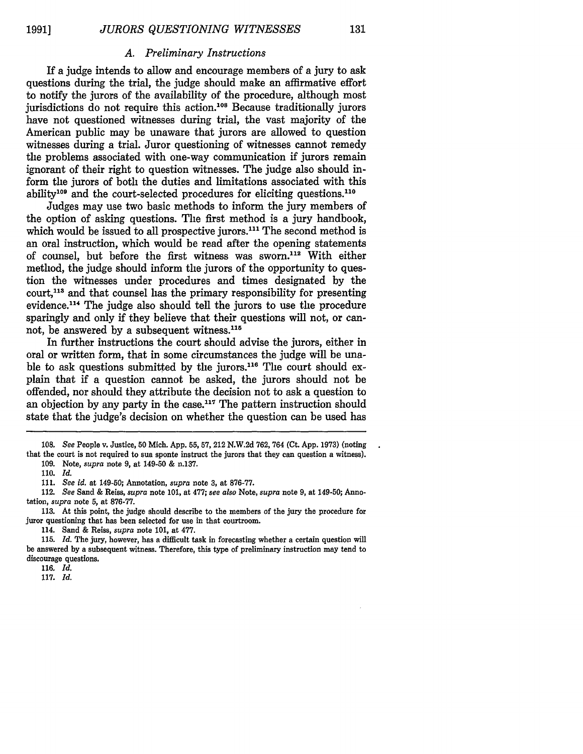### A. Preliminary Instructions

If a judge intends to allow and encourage members of a jury to ask questions during the trial, the judge should make an affirmative effort to notify the jurors of the availability of the procedure, although most jurisdictions do not require this action.[108] Because traditionally jurors have not questioned witnesses during trial, the vast majority of the American public may be unaware that jurors are allowed to question witnesses during a trial. Juror questioning of witnesses cannot remedy the problems associated with one-way communication if jurors remain ignorant of their right to question witnesses. The judge also should inform the jurors of both the duties and limitations associated with this ability[109] and the court-selected procedures for eliciting questions.[110]

Judges may use two basic methods to inform the jury members of the option of asking questions. The first method is a jury handbook, which would be issued to all prospective jurors.[111] The second method is an oral instruction, which would be read after the opening statements of counsel, but before the first witness was sworn.[112] With either method, the judge should inform the jurors of the opportunity to question the witnesses under procedures and times designated by the court,[113] and that counsel has the primary responsibility for presenting evidence.[114] The judge also should tell the jurors to use the procedure sparingly and only if they believe that their questions will not, or cannot, be answered by a subsequent witness.[115]

In further instructions the court should advise the jurors, either in oral or written form, that in some circumstances the judge will be unable to ask questions submitted by the jurors.[116] The court should explain that if a question cannot be asked, the jurors should not be offended, nor should they attribute the decision not to ask a question to an objection by any party in the case.[117] The pattern instruction should state that the judge's decision on whether the question can be used has

---

108. *See* People v. Justice, 50 Mich. App. 55, 57, 212 N.W.2d 762, 764 (Ct. App. 1973) (noting that the court is not required to sua sponte instruct the jurors that they can question a witness).

109. Note, *supra* note 9, at 149-50 & n.137.

110. *Id.*

111. *See id.* at 149-50; Annotation, *supra* note 3, at 876-77.

112. *See* Sand & Reiss, *supra* note 101, at 477; *see also* Note, *supra* note 9, at 149-50; Annotation, *supra* note 5, at 876-77.

113. At this point, the judge should describe to the members of the jury the procedure for juror questioning that has been selected for use in that courtroom.

114. Sand & Reiss, *supra* note 101, at 477.

115. *Id.* The jury, however, has a difficult task in forecasting whether a certain question will be answered by a subsequent witness. Therefore, this type of preliminary instruction may tend to discourage questions.

116. *Id.*

117. *Id.*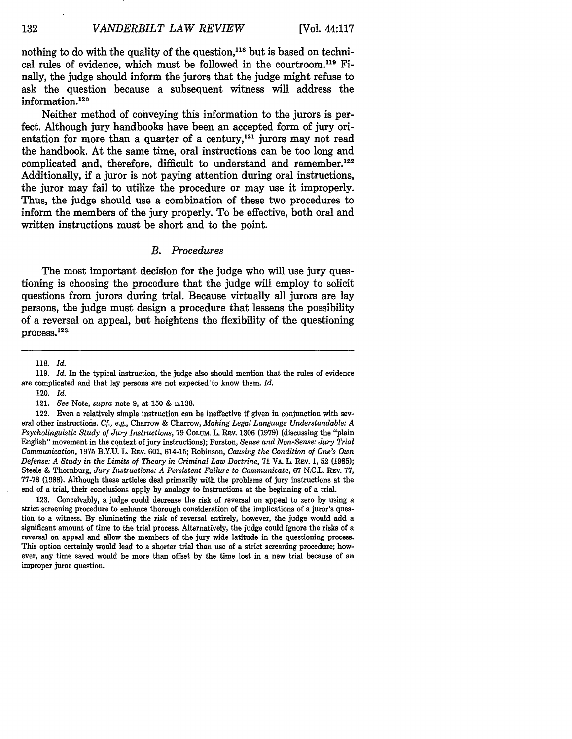nothing to do with the quality of the question,[118] but is based on technical rules of evidence, which must be followed in the courtroom.[119] Finally, the judge should inform the jurors that the judge might refuse to ask the question because a subsequent witness will address the information.[120]

Neither method of conveying this information to the jurors is perfect. Although jury handbooks have been an accepted form of jury orientation for more than a quarter of a century,[121] jurors may not read the handbook. At the same time, oral instructions can be too long and complicated and, therefore, difficult to understand and remember.[122] Additionally, if a juror is not paying attention during oral instructions, the juror may fail to utilize the procedure or may use it improperly. Thus, the judge should use a combination of these two procedures to inform the members of the jury properly. To be effective, both oral and written instructions must be short and to the point.

### *B. Procedures*

The most important decision for the judge who will use jury questioning is choosing the procedure that the judge will employ to solicit questions from jurors during trial. Because virtually all jurors are lay persons, the judge must design a procedure that lessens the possibility of a reversal on appeal, but heightens the flexibility of the questioning process.[123]

---

118. *Id.*

119. *Id.* In the typical instruction, the judge also should mention that the rules of evidence are complicated and that lay persons are not expected to know them. *Id.*

120. *Id.*

121. *See* Note, *supra* note 9, at 150 & n.138.

122. Even a relatively simple instruction can be ineffective if given in conjunction with several other instructions. *Cf., e.g.*, Charrow & Charrow, *Making Legal Language Understandable: A Psycholinguistic Study of Jury Instructions*, 79 COLUM. L. REV. 1306 (1979) (discussing the "plain English" movement in the context of jury instructions); Forston, *Sense and Non-Sense: Jury Trial Communication*, 1975 B.Y.U. L. REV. 601, 614-15; Robinson, *Causing the Condition of One's Own Defense: A Study in the Limits of Theory in Criminal Law Doctrine*, 71 VA. L. REV. 1, 52 (1985); Steele & Thornburg, *Jury Instructions: A Persistent Failure to Communicate*, 67 N.C.L. REV. 77, 77-78 (1988). Although these articles deal primarily with the problems of jury instructions at the end of a trial, their conclusions apply by analogy to instructions at the beginning of a trial.

123. Conceivably, a judge could decrease the risk of reversal on appeal to zero by using a strict screening procedure to enhance thorough consideration of the implications of a juror's question to a witness. By eliminating the risk of reversal entirely, however, the judge would add a significant amount of time to the trial process. Alternatively, the judge could ignore the risks of a reversal on appeal and allow the members of the jury wide latitude in the questioning process. This option certainly would lead to a shorter trial than use of a strict screening procedure; however, any time saved would be more than offset by the time lost in a new trial because of an improper juror question.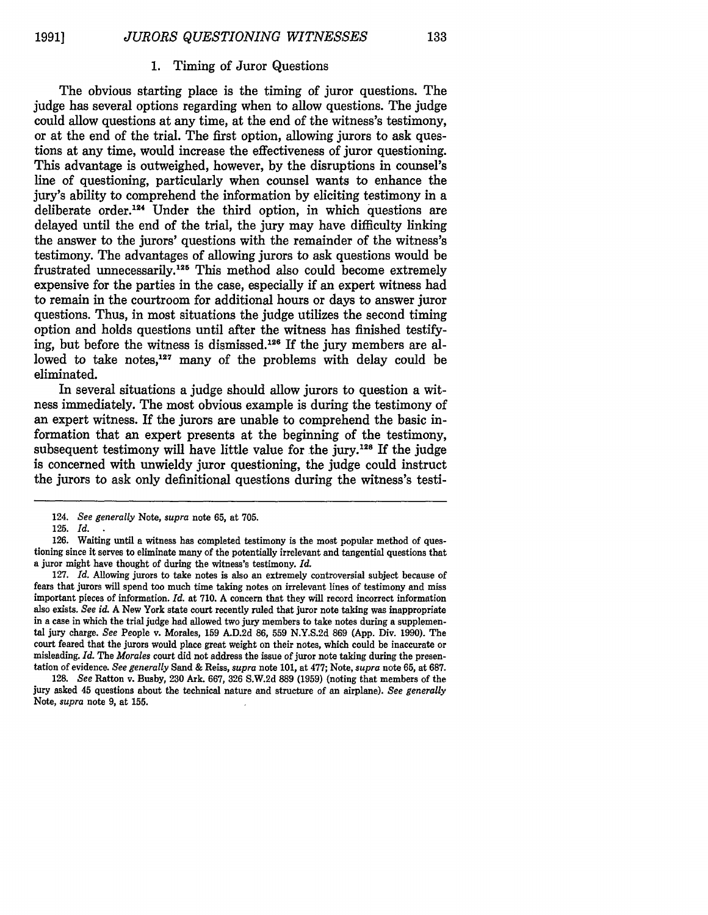### 1. Timing of Juror Questions

The obvious starting place is the timing of juror questions. The judge has several options regarding when to allow questions. The judge could allow questions at any time, at the end of the witness's testimony, or at the end of the trial. The first option, allowing jurors to ask questions at any time, would increase the effectiveness of juror questioning. This advantage is outweighed, however, by the disruptions in counsel's line of questioning, particularly when counsel wants to enhance the jury's ability to comprehend the information by eliciting testimony in a deliberate order.[124] Under the third option, in which questions are delayed until the end of the trial, the jury may have difficulty linking the answer to the jurors' questions with the remainder of the witness's testimony. The advantages of allowing jurors to ask questions would be frustrated unnecessarily.[125] This method also could become extremely expensive for the parties in the case, especially if an expert witness had to remain in the courtroom for additional hours or days to answer juror questions. Thus, in most situations the judge utilizes the second timing option and holds questions until after the witness has finished testifying, but before the witness is dismissed.[126] If the jury members are allowed to take notes,[127] many of the problems with delay could be eliminated.

In several situations a judge should allow jurors to question a witness immediately. The most obvious example is during the testimony of an expert witness. If the jurors are unable to comprehend the basic information that an expert presents at the beginning of the testimony, subsequent testimony will have little value for the jury.[128] If the judge is concerned with unwieldy juror questioning, the judge could instruct the jurors to ask only definitional questions during the witness's testi-

---

124. *See generally* Note, *supra* note 65, at 705.

125. *Id.*

126. Waiting until a witness has completed testimony is the most popular method of questioning since it serves to eliminate many of the potentially irrelevant and tangential questions that a juror might have thought of during the witness's testimony. *Id.*

127. *Id.* Allowing jurors to take notes is also an extremely controversial subject because of fears that jurors will spend too much time taking notes on irrelevant lines of testimony and miss important pieces of information. *Id.* at 710. A concern that they will record incorrect information also exists. *See id.* A New York state court recently ruled that juror note taking was inappropriate in a case in which the trial judge had allowed two jury members to take notes during a supplemental jury charge. *See* People v. Morales, 159 A.D.2d 86, 559 N.Y.S.2d 869 (App. Div. 1990). The court feared that the jurors would place great weight on their notes, which could be inaccurate or misleading. *Id.* The *Morales* court did not address the issue of juror note taking during the presentation of evidence. *See generally* Sand & Reiss, *supra* note 101, at 477; Note, *supra* note 65, at 687.

128. *See* Ratton v. Busby, 230 Ark. 667, 326 S.W.2d 889 (1959) (noting that members of the jury asked 45 questions about the technical nature and structure of an airplane). *See generally* Note, *supra* note 9, at 155.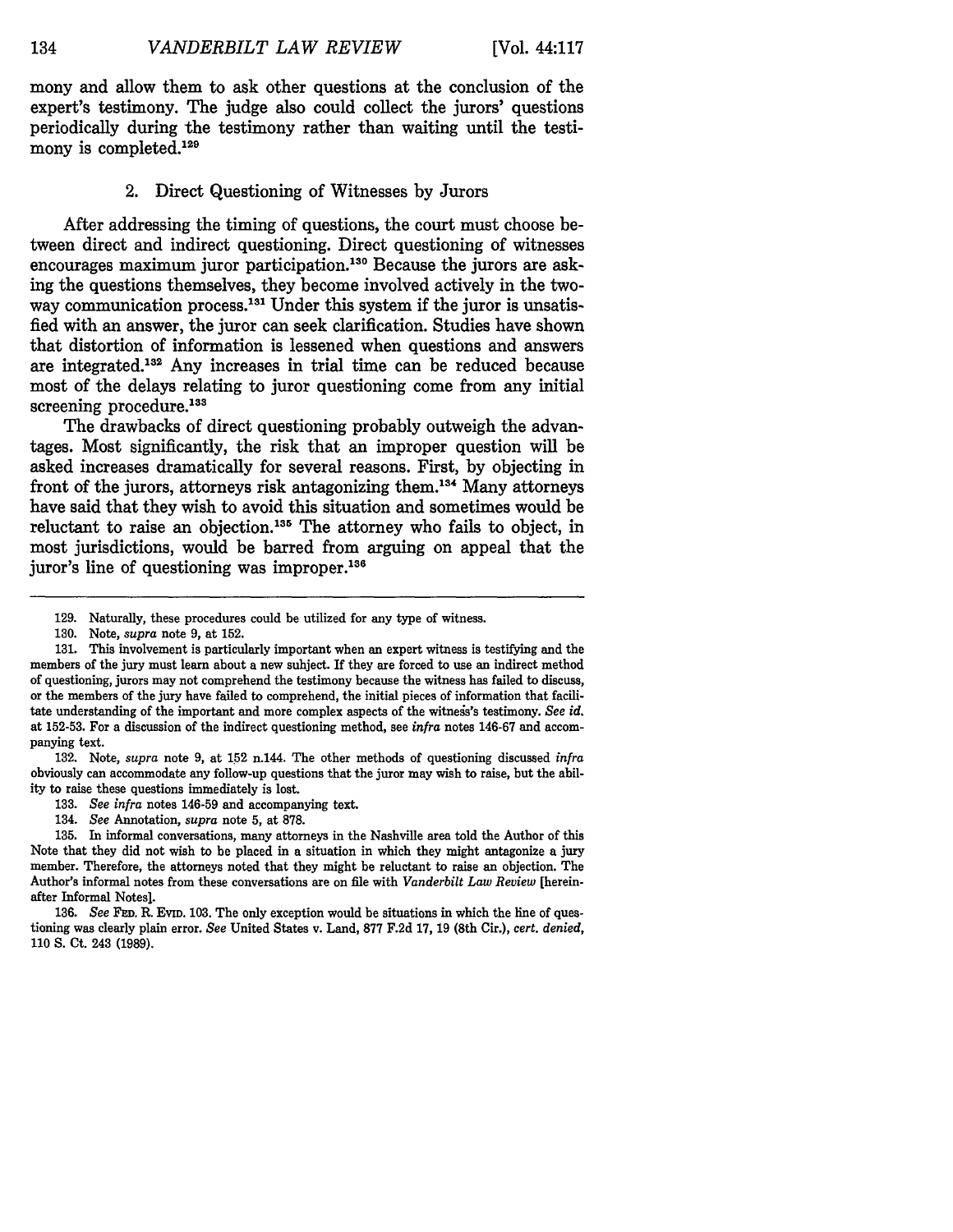mony and allow them to ask other questions at the conclusion of the expert's testimony. The judge also could collect the jurors' questions periodically during the testimony rather than waiting until the testimony is completed.[129]

### 2. Direct Questioning of Witnesses by Jurors

After addressing the timing of questions, the court must choose between direct and indirect questioning. Direct questioning of witnesses encourages maximum juror participation.[130] Because the jurors are asking the questions themselves, they become involved actively in the two-way communication process.[131] Under this system if the juror is unsatisfied with an answer, the juror can seek clarification. Studies have shown that distortion of information is lessened when questions and answers are integrated.[132] Any increases in trial time can be reduced because most of the delays relating to juror questioning come from any initial screening procedure.[133]

The drawbacks of direct questioning probably outweigh the advantages. Most significantly, the risk that an improper question will be asked increases dramatically for several reasons. First, by objecting in front of the jurors, attorneys risk antagonizing them.[134] Many attorneys have said that they wish to avoid this situation and sometimes would be reluctant to raise an objection.[135] The attorney who fails to object, in most jurisdictions, would be barred from arguing on appeal that the juror's line of questioning was improper.[136]

---

129. Naturally, these procedures could be utilized for any type of witness.

130. Note, *supra* note 9, at 152.

131. This involvement is particularly important when an expert witness is testifying and the members of the jury must learn about a new subject. If they are forced to use an indirect method of questioning, jurors may not comprehend the testimony because the witness has failed to discuss, or the members of the jury have failed to comprehend, the initial pieces of information that facilitate understanding of the important and more complex aspects of the witness's testimony. *See id.* at 152-53. For a discussion of the indirect questioning method, see *infra* notes 146-67 and accompanying text.

132. Note, *supra* note 9, at 152 n.144. The other methods of questioning discussed *infra* obviously can accommodate any follow-up questions that the juror may wish to raise, but the ability to raise these questions immediately is lost.

133. *See infra* notes 146-59 and accompanying text.

134. *See* Annotation, *supra* note 5, at 878.

135. In informal conversations, many attorneys in the Nashville area told the Author of this Note that they did not wish to be placed in a situation in which they might antagonize a jury member. Therefore, the attorneys noted that they might be reluctant to raise an objection. The Author's informal notes from these conversations are on file with *Vanderbilt Law Review* [hereinafter Informal Notes].

136. *See* FED. R. EVID. 103. The only exception would be situations in which the line of questioning was clearly plain error. *See* United States v. Land, 877 F.2d 17, 19 (8th Cir.), *cert. denied*, 110 S. Ct. 243 (1989).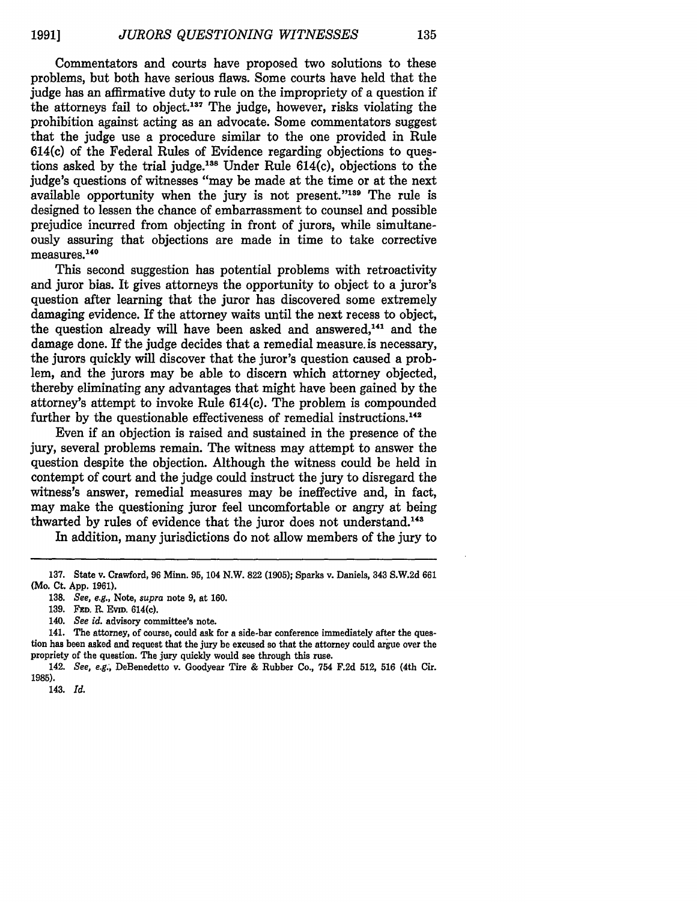Commentators and courts have proposed two solutions to these problems, but both have serious flaws. Some courts have held that the judge has an affirmative duty to rule on the impropriety of a question if the attorneys fail to object.[137] The judge, however, risks violating the prohibition against acting as an advocate. Some commentators suggest that the judge use a procedure similar to the one provided in Rule 614(c) of the Federal Rules of Evidence regarding objections to questions asked by the trial judge.[138] Under Rule 614(c), objections to the judge's questions of witnesses "may be made at the time or at the next available opportunity when the jury is not present."[139] The rule is designed to lessen the chance of embarrassment to counsel and possible prejudice incurred from objecting in front of jurors, while simultaneously assuring that objections are made in time to take corrective measures.[140]

This second suggestion has potential problems with retroactivity and juror bias. It gives attorneys the opportunity to object to a juror's question after learning that the juror has discovered some extremely damaging evidence. If the attorney waits until the next recess to object, the question already will have been asked and answered,[141] and the damage done. If the judge decides that a remedial measure is necessary, the jurors quickly will discover that the juror's question caused a problem, and the jurors may be able to discern which attorney objected, thereby eliminating any advantages that might have been gained by the attorney's attempt to invoke Rule 614(c). The problem is compounded further by the questionable effectiveness of remedial instructions.[142]

Even if an objection is raised and sustained in the presence of the jury, several problems remain. The witness may attempt to answer the question despite the objection. Although the witness could be held in contempt of court and the judge could instruct the jury to disregard the witness's answer, remedial measures may be ineffective and, in fact, may make the questioning juror feel uncomfortable or angry at being thwarted by rules of evidence that the juror does not understand.[143]

In addition, many jurisdictions do not allow members of the jury to

---

137. State v. Crawford, 96 Minn. 95, 104 N.W. 822 (1905); Sparks v. Daniels, 343 S.W.2d 661 (Mo. Ct. App. 1961).

138. *See, e.g.*, Note, *supra* note 9, at 160.

139. Fed. R. Evid. 614(c).

140. *See id.* advisory committee's note.

141. The attorney, of course, could ask for a side-bar conference immediately after the question has been asked and request that the jury be excused so that the attorney could argue over the propriety of the question. The jury quickly would see through this ruse.

142. *See, e.g.*, DeBenedetto v. Goodyear Tire & Rubber Co., 754 F.2d 512, 516 (4th Cir. 1985).

143. *Id.*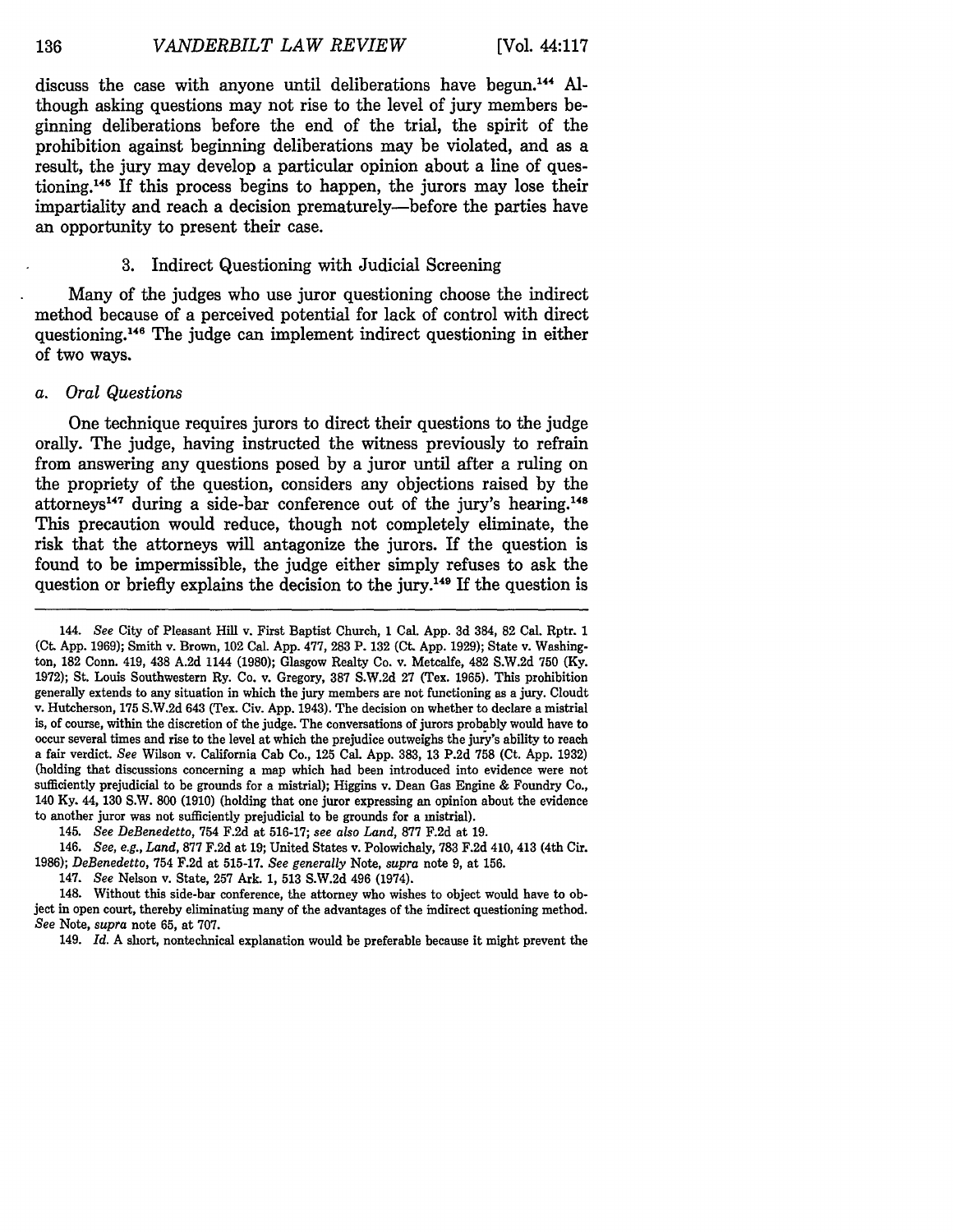discuss the case with anyone until deliberations have begun.[144] Although asking questions may not rise to the level of jury members beginning deliberations before the end of the trial, the spirit of the prohibition against beginning deliberations may be violated, and as a result, the jury may develop a particular opinion about a line of questioning.[145] If this process begins to happen, the jurors may lose their impartiality and reach a decision prematurely—before the parties have an opportunity to present their case.

### 3. Indirect Questioning with Judicial Screening

Many of the judges who use juror questioning choose the indirect method because of a perceived potential for lack of control with direct questioning.[146] The judge can implement indirect questioning in either of two ways.

#### *a. Oral Questions*

One technique requires jurors to direct their questions to the judge orally. The judge, having instructed the witness previously to refrain from answering any questions posed by a juror until after a ruling on the propriety of the question, considers any objections raised by the attorneys[147] during a side-bar conference out of the jury's hearing.[148] This precaution would reduce, though not completely eliminate, the risk that the attorneys will antagonize the jurors. If the question is found to be impermissible, the judge either simply refuses to ask the question or briefly explains the decision to the jury.[149] If the question is

---

144. *See* City of Pleasant Hill v. First Baptist Church, 1 Cal. App. 3d 384, 82 Cal. Rptr. 1 (Ct. App. 1969); Smith v. Brown, 102 Cal. App. 477, 283 P. 132 (Ct. App. 1929); State v. Washington, 182 Conn. 419, 438 A.2d 1144 (1980); Glasgow Realty Co. v. Metcalfe, 482 S.W.2d 750 (Ky. 1972); St. Louis Southwestern Ry. Co. v. Gregory, 387 S.W.2d 27 (Tex. 1965). This prohibition generally extends to any situation in which the jury members are not functioning as a jury. Cloudt v. Hutcherson, 175 S.W.2d 643 (Tex. Civ. App. 1943). The decision on whether to declare a mistrial is, of course, within the discretion of the judge. The conversations of jurors probably would have to occur several times and rise to the level at which the prejudice outweighs the jury's ability to reach a fair verdict. *See* Wilson v. California Cab Co., 125 Cal. App. 383, 13 P.2d 758 (Ct. App. 1932) (holding that discussions concerning a map which had been introduced into evidence were not sufficiently prejudicial to be grounds for a mistrial); Higgins v. Dean Gas Engine & Foundry Co., 140 Ky. 44, 130 S.W. 800 (1910) (holding that one juror expressing an opinion about the evidence to another juror was not sufficiently prejudicial to be grounds for a mistrial).

145. *See DeBenedetto*, 754 F.2d at 516-17; *see also Land*, 877 F.2d at 19.

146. *See, e.g.*, *Land*, 877 F.2d at 19; United States v. Polowichaly, 783 F.2d 410, 413 (4th Cir. 1986); *DeBenedetto*, 754 F.2d at 515-17. *See generally* Note, *supra* note 9, at 156.

147. *See* Nelson v. State, 257 Ark. 1, 513 S.W.2d 496 (1974).

148. Without this side-bar conference, the attorney who wishes to object would have to object in open court, thereby eliminating many of the advantages of the indirect questioning method. *See* Note, *supra* note 65, at 707.

149. *Id.* A short, nontechnical explanation would be preferable because it might prevent the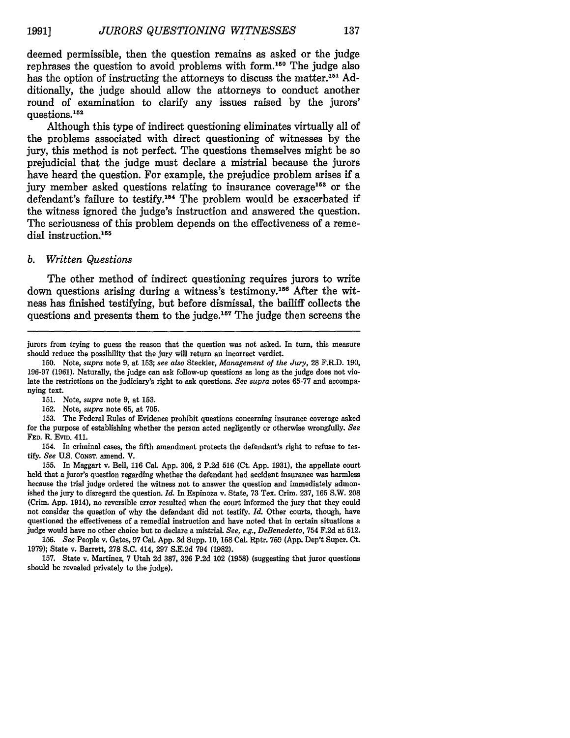deemed permissible, then the question remains as asked or the judge rephrases the question to avoid problems with form.[150] The judge also has the option of instructing the attorneys to discuss the matter.[151] Additionally, the judge should allow the attorneys to conduct another round of examination to clarify any issues raised by the jurors' questions.[152]

Although this type of indirect questioning eliminates virtually all of the problems associated with direct questioning of witnesses by the jury, this method is not perfect. The questions themselves might be so prejudicial that the judge must declare a mistrial because the jurors have heard the question. For example, the prejudice problem arises if a jury member asked questions relating to insurance coverage[153] or the defendant's failure to testify.[154] The problem would be exacerbated if the witness ignored the judge's instruction and answered the question. The seriousness of this problem depends on the effectiveness of a remedial instruction.[155]

### *b. Written Questions*

The other method of indirect questioning requires jurors to write down questions arising during a witness's testimony.[156] After the witness has finished testifying, but before dismissal, the bailiff collects the questions and presents them to the judge.[157] The judge then screens the

---

jurors from trying to guess the reason that the question was not asked. In turn, this measure should reduce the possibility that the jury will return an incorrect verdict.

150. Note, *supra* note 9, at 153; *see also* Steckler, *Management of the Jury*, 28 F.R.D. 190, 196-97 (1961). Naturally, the judge can ask follow-up questions as long as the judge does not violate the restrictions on the judiciary's right to ask questions. *See supra* notes 65-77 and accompanying text.

151. Note, *supra* note 9, at 153.

152. Note, *supra* note 65, at 705.

153. The Federal Rules of Evidence prohibit questions concerning insurance coverage asked for the purpose of establishing whether the person acted negligently or otherwise wrongfully. *See* FED. R. EVID. 411.

154. In criminal cases, the fifth amendment protects the defendant's right to refuse to testify. *See* U.S. CONST. amend. V.

155. In Maggart v. Bell, 116 Cal. App. 306, 2 P.2d 516 (Ct. App. 1931), the appellate court held that a juror's question regarding whether the defendant had accident insurance was harmless because the trial judge ordered the witness not to answer the question and immediately admonished the jury to disregard the question. *Id.* In Espinoza v. State, 73 Tex. Crim. 237, 165 S.W. 208 (Crim. App. 1914), no reversible error resulted when the court informed the jury that they could not consider the question of why the defendant did not testify. *Id.* Other courts, though, have questioned the effectiveness of a remedial instruction and have noted that in certain situations a judge would have no other choice but to declare a mistrial. *See, e.g., DeBenedetto*, 754 F.2d at 512.

156. *See* People v. Gates, 97 Cal. App. 3d Supp. 10, 158 Cal. Rptr. 759 (App. Dep't Super. Ct. 1979); State v. Barrett, 278 S.C. 414, 297 S.E.2d 794 (1982).

157. State v. Martinez, 7 Utah 2d 387, 326 P.2d 102 (1958) (suggesting that juror questions should be revealed privately to the judge).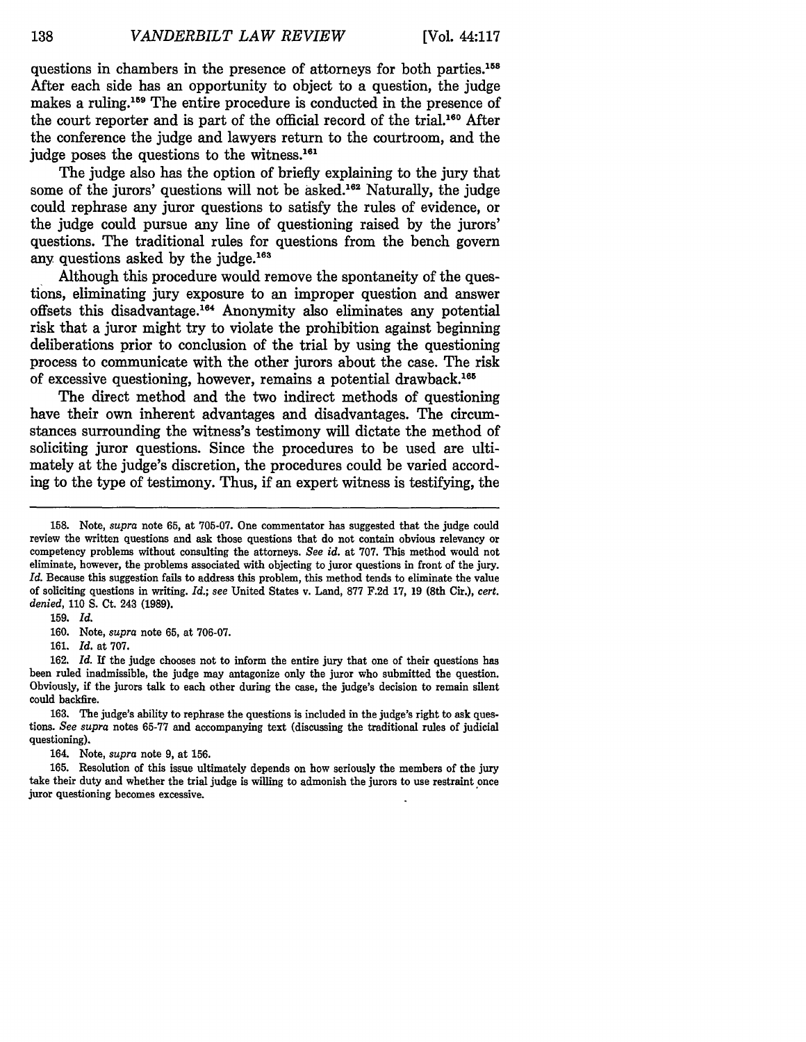questions in chambers in the presence of attorneys for both parties.[158] After each side has an opportunity to object to a question, the judge makes a ruling.[159] The entire procedure is conducted in the presence of the court reporter and is part of the official record of the trial.[160] After the conference the judge and lawyers return to the courtroom, and the judge poses the questions to the witness.[161]

The judge also has the option of briefly explaining to the jury that some of the jurors' questions will not be asked.[162] Naturally, the judge could rephrase any juror questions to satisfy the rules of evidence, or the judge could pursue any line of questioning raised by the jurors' questions. The traditional rules for questions from the bench govern any questions asked by the judge.[163]

Although this procedure would remove the spontaneity of the questions, eliminating jury exposure to an improper question and answer offsets this disadvantage.[164] Anonymity also eliminates any potential risk that a juror might try to violate the prohibition against beginning deliberations prior to conclusion of the trial by using the questioning process to communicate with the other jurors about the case. The risk of excessive questioning, however, remains a potential drawback.[165]

The direct method and the two indirect methods of questioning have their own inherent advantages and disadvantages. The circumstances surrounding the witness's testimony will dictate the method of soliciting juror questions. Since the procedures to be used are ultimately at the judge's discretion, the procedures could be varied according to the type of testimony. Thus, if an expert witness is testifying, the

---

158. Note, *supra* note 65, at 705-07. One commentator has suggested that the judge could review the written questions and ask those questions that do not contain obvious relevancy or competency problems without consulting the attorneys. *See id.* at 707. This method would not eliminate, however, the problems associated with objecting to juror questions in front of the jury. *Id.* Because this suggestion fails to address this problem, this method tends to eliminate the value of soliciting questions in writing. *Id.*; *see* United States v. Land, 877 F.2d 17, 19 (8th Cir.), *cert. denied*, 110 S. Ct. 243 (1989).

159. *Id.*

160. Note, *supra* note 65, at 706-07.

161. *Id.* at 707.

162. *Id.* If the judge chooses not to inform the entire jury that one of their questions has been ruled inadmissible, the judge may antagonize only the juror who submitted the question. Obviously, if the jurors talk to each other during the case, the judge's decision to remain silent could backfire.

163. The judge's ability to rephrase the questions is included in the judge's right to ask questions. *See supra* notes 65-77 and accompanying text (discussing the traditional rules of judicial questioning).

164. Note, *supra* note 9, at 156.

165. Resolution of this issue ultimately depends on how seriously the members of the jury take their duty and whether the trial judge is willing to admonish the jurors to use restraint once juror questioning becomes excessive.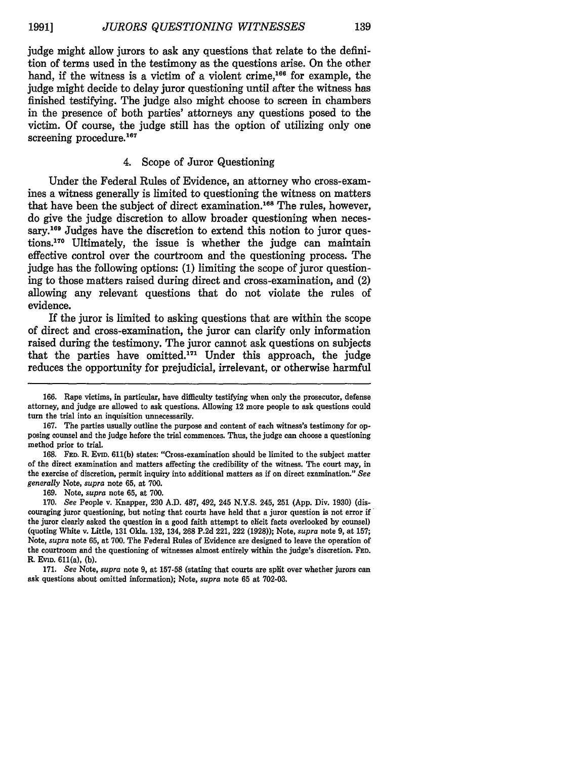judge might allow jurors to ask any questions that relate to the definition of terms used in the testimony as the questions arise. On the other hand, if the witness is a victim of a violent crime,[166] for example, the judge might decide to delay juror questioning until after the witness has finished testifying. The judge also might choose to screen in chambers in the presence of both parties' attorneys any questions posed to the victim. Of course, the judge still has the option of utilizing only one screening procedure.[167]

### 4. Scope of Juror Questioning

Under the Federal Rules of Evidence, an attorney who cross-examines a witness generally is limited to questioning the witness on matters that have been the subject of direct examination.[168] The rules, however, do give the judge discretion to allow broader questioning when necessary.[169] Judges have the discretion to extend this notion to juror questions.[170] Ultimately, the issue is whether the judge can maintain effective control over the courtroom and the questioning process. The judge has the following options: (1) limiting the scope of juror questioning to those matters raised during direct and cross-examination, and (2) allowing any relevant questions that do not violate the rules of evidence.

If the juror is limited to asking questions that are within the scope of direct and cross-examination, the juror can clarify only information raised during the testimony. The juror cannot ask questions on subjects that the parties have omitted.[171] Under this approach, the judge reduces the opportunity for prejudicial, irrelevant, or otherwise harmful

---

166. Rape victims, in particular, have difficulty testifying when only the prosecutor, defense attorney, and judge are allowed to ask questions. Allowing 12 more people to ask questions could turn the trial into an inquisition unnecessarily.

167. The parties usually outline the purpose and content of each witness's testimony for opposing counsel and the judge before the trial commences. Thus, the judge can choose a questioning method prior to trial.

168. FED. R. EVID. 611(b) states: "Cross-examination should be limited to the subject matter of the direct examination and matters affecting the credibility of the witness. The court may, in the exercise of discretion, permit inquiry into additional matters as if on direct examination." *See generally* Note, *supra* note 65, at 700.

169. Note, *supra* note 65, at 700.

170. *See* People v. Knapper, 230 A.D. 487, 492, 245 N.Y.S. 245, 251 (App. Div. 1930) (discouraging juror questioning, but noting that courts have held that a juror question is not error if the juror clearly asked the question in a good faith attempt to elicit facts overlooked by counsel) (quoting White v. Little, 131 Okla. 132, 134, 268 P.2d 221, 222 (1928)); Note, *supra* note 9, at 157; Note, *supra* note 65, at 700. The Federal Rules of Evidence are designed to leave the operation of the courtroom and the questioning of witnesses almost entirely within the judge's discretion. FED. R. EVID. 611(a), (b).

171. *See* Note, *supra* note 9, at 157-58 (stating that courts are split over whether jurors can ask questions about omitted information); Note, *supra* note 65 at 702-03.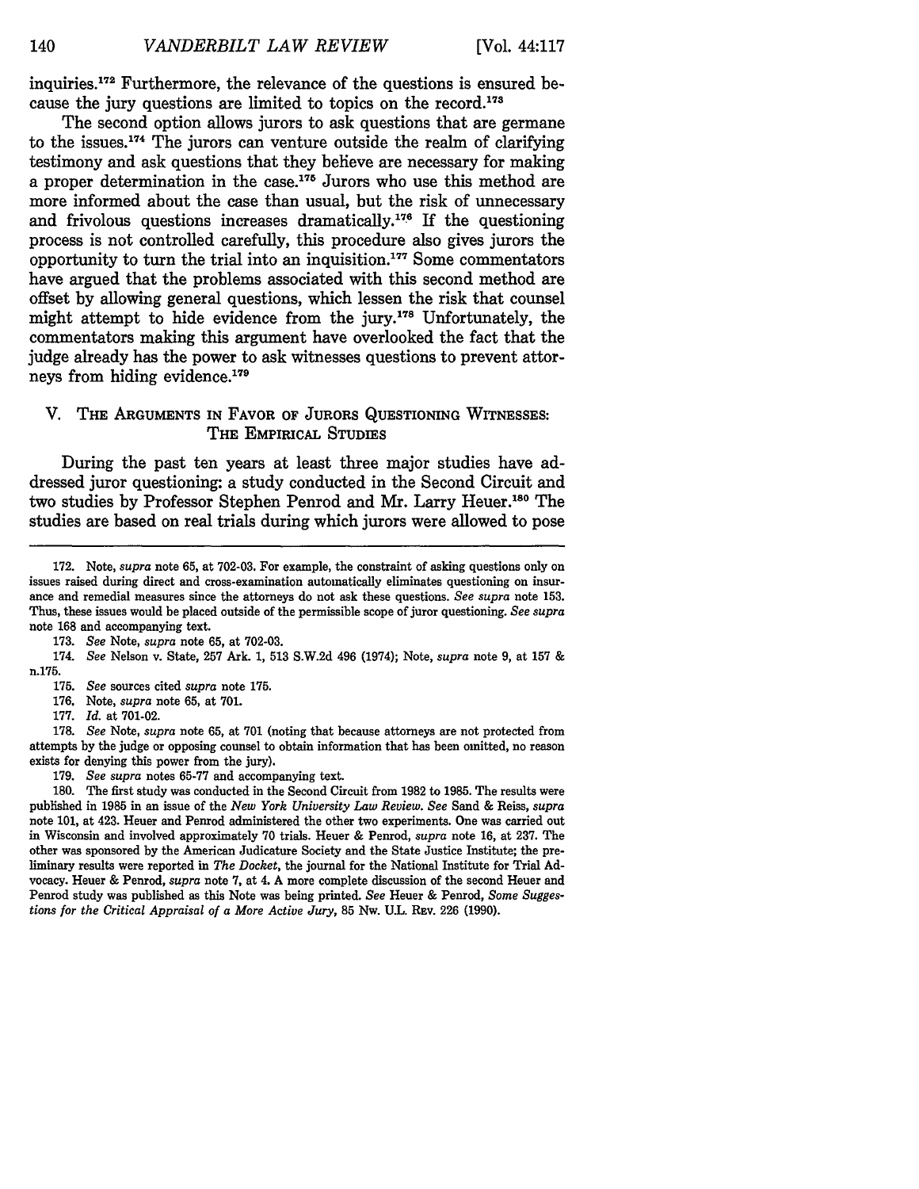inquiries.[172] Furthermore, the relevance of the questions is ensured because the jury questions are limited to topics on the record.[173]

The second option allows jurors to ask questions that are germane to the issues.[174] The jurors can venture outside the realm of clarifying testimony and ask questions that they believe are necessary for making a proper determination in the case.[175] Jurors who use this method are more informed about the case than usual, but the risk of unnecessary and frivolous questions increases dramatically.[176] If the questioning process is not controlled carefully, this procedure also gives jurors the opportunity to turn the trial into an inquisition.[177] Some commentators have argued that the problems associated with this second method are offset by allowing general questions, which lessen the risk that counsel might attempt to hide evidence from the jury.[178] Unfortunately, the commentators making this argument have overlooked the fact that the judge already has the power to ask witnesses questions to prevent attorneys from hiding evidence.[179]

## V. The Arguments in Favor of Jurors Questioning Witnesses: The Empirical Studies

During the past ten years at least three major studies have addressed juror questioning: a study conducted in the Second Circuit and two studies by Professor Stephen Penrod and Mr. Larry Heuer.[180] The studies are based on real trials during which jurors were allowed to pose

---

172. Note, *supra* note 65, at 702-03. For example, the constraint of asking questions only on issues raised during direct and cross-examination automatically eliminates questioning on insurance and remedial measures since the attorneys do not ask these questions. *See supra* note 153. Thus, these issues would be placed outside of the permissible scope of juror questioning. *See supra* note 168 and accompanying text.

173. *See* Note, *supra* note 65, at 702-03.

174. *See* Nelson v. State, 257 Ark. 1, 513 S.W.2d 496 (1974); Note, *supra* note 9, at 157 & n.175.

175. *See* sources cited *supra* note 175.

176. Note, *supra* note 65, at 701.

177. *Id.* at 701-02.

178. *See* Note, *supra* note 65, at 701 (noting that because attorneys are not protected from attempts by the judge or opposing counsel to obtain information that has been omitted, no reason exists for denying this power from the jury).

179. *See supra* notes 65-77 and accompanying text.

180. The first study was conducted in the Second Circuit from 1982 to 1985. The results were published in 1985 in an issue of the *New York University Law Review*. *See* Sand & Reiss, *supra* note 101, at 423. Heuer and Penrod administered the other two experiments. One was carried out in Wisconsin and involved approximately 70 trials. Heuer & Penrod, *supra* note 16, at 237. The other was sponsored by the American Judicature Society and the State Justice Institute; the preliminary results were reported in *The Docket*, the journal for the National Institute for Trial Advocacy. Heuer & Penrod, *supra* note 7, at 4. A more complete discussion of the second Heuer and Penrod study was published as this Note was being printed. *See* Heuer & Penrod, *Some Suggestions for the Critical Appraisal of a More Active Jury*, 85 Nw. U.L. Rev. 226 (1990).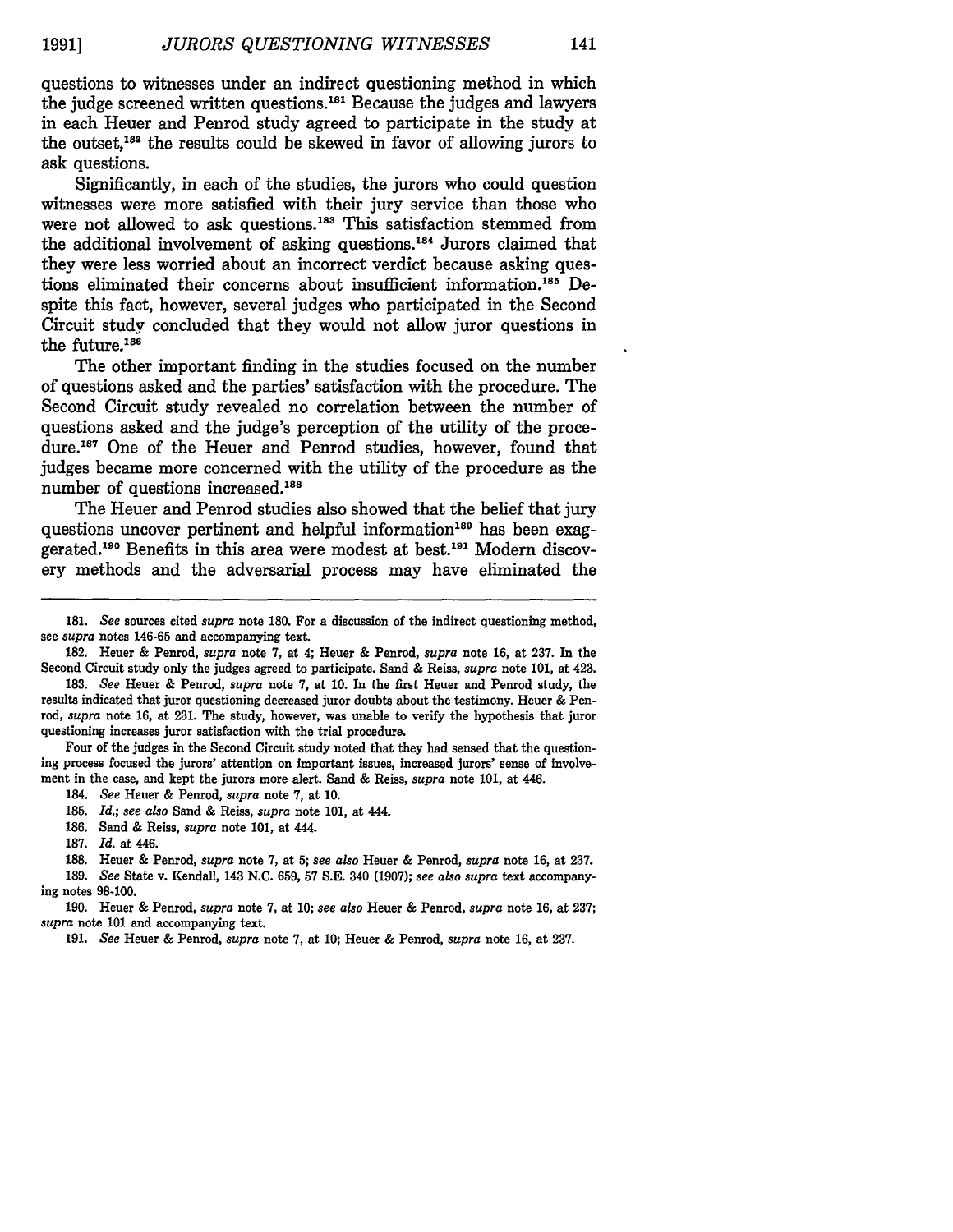questions to witnesses under an indirect questioning method in which the judge screened written questions.[181] Because the judges and lawyers in each Heuer and Penrod study agreed to participate in the study at the outset,[182] the results could be skewed in favor of allowing jurors to ask questions.

Significantly, in each of the studies, the jurors who could question witnesses were more satisfied with their jury service than those who were not allowed to ask questions.[183] This satisfaction stemmed from the additional involvement of asking questions.[184] Jurors claimed that they were less worried about an incorrect verdict because asking questions eliminated their concerns about insufficient information.[185] Despite this fact, however, several judges who participated in the Second Circuit study concluded that they would not allow juror questions in the future.[186]

The other important finding in the studies focused on the number of questions asked and the parties' satisfaction with the procedure. The Second Circuit study revealed no correlation between the number of questions asked and the judge's perception of the utility of the procedure.[187] One of the Heuer and Penrod studies, however, found that judges became more concerned with the utility of the procedure as the number of questions increased.[188]

The Heuer and Penrod studies also showed that the belief that jury questions uncover pertinent and helpful information[189] has been exaggerated.[190] Benefits in this area were modest at best.[191] Modern discovery methods and the adversarial process may have eliminated the

---

181. *See* sources cited *supra* note 180. For a discussion of the indirect questioning method, see *supra* notes 146-65 and accompanying text.

182. Heuer & Penrod, *supra* note 7, at 4; Heuer & Penrod, *supra* note 16, at 237. In the Second Circuit study only the judges agreed to participate. Sand & Reiss, *supra* note 101, at 423.

183. *See* Heuer & Penrod, *supra* note 7, at 10. In the first Heuer and Penrod study, the results indicated that juror questioning decreased juror doubts about the testimony. Heuer & Penrod, *supra* note 16, at 231. The study, however, was unable to verify the hypothesis that juror questioning increases juror satisfaction with the trial procedure.

Four of the judges in the Second Circuit study noted that they had sensed that the questioning process focused the jurors' attention on important issues, increased jurors' sense of involvement in the case, and kept the jurors more alert. Sand & Reiss, *supra* note 101, at 446.

184. *See* Heuer & Penrod, *supra* note 7, at 10.

185. *Id.*; *see also* Sand & Reiss, *supra* note 101, at 444.

186. Sand & Reiss, *supra* note 101, at 444.

187. *Id.* at 446.

188. Heuer & Penrod, *supra* note 7, at 5; *see also* Heuer & Penrod, *supra* note 16, at 237.

189. *See* State v. Kendall, 143 N.C. 659, 57 S.E. 340 (1907); *see also supra* text accompanying notes 98-100.

190. Heuer & Penrod, *supra* note 7, at 10; *see also* Heuer & Penrod, *supra* note 16, at 237; *supra* note 101 and accompanying text.

191. *See* Heuer & Penrod, *supra* note 7, at 10; Heuer & Penrod, *supra* note 16, at 237.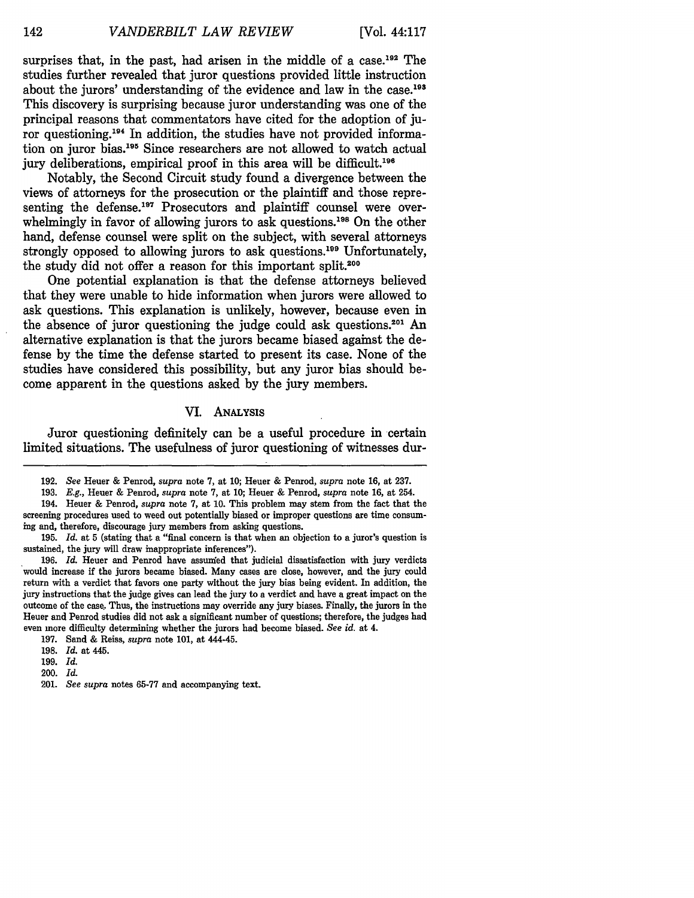surprises that, in the past, had arisen in the middle of a case.[192] The studies further revealed that juror questions provided little instruction about the jurors' understanding of the evidence and law in the case.[193] This discovery is surprising because juror understanding was one of the principal reasons that commentators have cited for the adoption of juror questioning.[194] In addition, the studies have not provided information on juror bias.[195] Since researchers are not allowed to watch actual jury deliberations, empirical proof in this area will be difficult.[196]

Notably, the Second Circuit study found a divergence between the views of attorneys for the prosecution or the plaintiff and those representing the defense.[197] Prosecutors and plaintiff counsel were overwhelmingly in favor of allowing jurors to ask questions.[198] On the other hand, defense counsel were split on the subject, with several attorneys strongly opposed to allowing jurors to ask questions.[199] Unfortunately, the study did not offer a reason for this important split.[200]

One potential explanation is that the defense attorneys believed that they were unable to hide information when jurors were allowed to ask questions. This explanation is unlikely, however, because even in the absence of juror questioning the judge could ask questions.[201] An alternative explanation is that the jurors became biased against the defense by the time the defense started to present its case. None of the studies have considered this possibility, but any juror bias should become apparent in the questions asked by the jury members.

## VI. Analysis

Juror questioning definitely can be a useful procedure in certain limited situations. The usefulness of juror questioning of witnesses dur-

---

192. *See* Heuer & Penrod, *supra* note 7, at 10; Heuer & Penrod, *supra* note 16, at 237.

193. *E.g.*, Heuer & Penrod, *supra* note 7, at 10; Heuer & Penrod, *supra* note 16, at 254.

194. Heuer & Penrod, *supra* note 7, at 10. This problem may stem from the fact that the screening procedures used to weed out potentially biased or improper questions are time consuming and, therefore, discourage jury members from asking questions.

195. *Id.* at 5 (stating that a "final concern is that when an objection to a juror's question is sustained, the jury will draw inappropriate inferences").

196. *Id.* Heuer and Penrod have assumed that judicial dissatisfaction with jury verdicts would increase if the jurors became biased. Many cases are close, however, and the jury could return with a verdict that favors one party without the jury bias being evident. In addition, the jury instructions that the judge gives can lead the jury to a verdict and have a great impact on the outcome of the case. Thus, the instructions may override any jury biases. Finally, the jurors in the Heuer and Penrod studies did not ask a significant number of questions; therefore, the judges had even more difficulty determining whether the jurors had become biased. *See id.* at 4.

197. Sand & Reiss, *supra* note 101, at 444-45.

198. *Id.* at 445.

199. *Id.*

200. *Id.*

201. *See supra* notes 65-77 and accompanying text.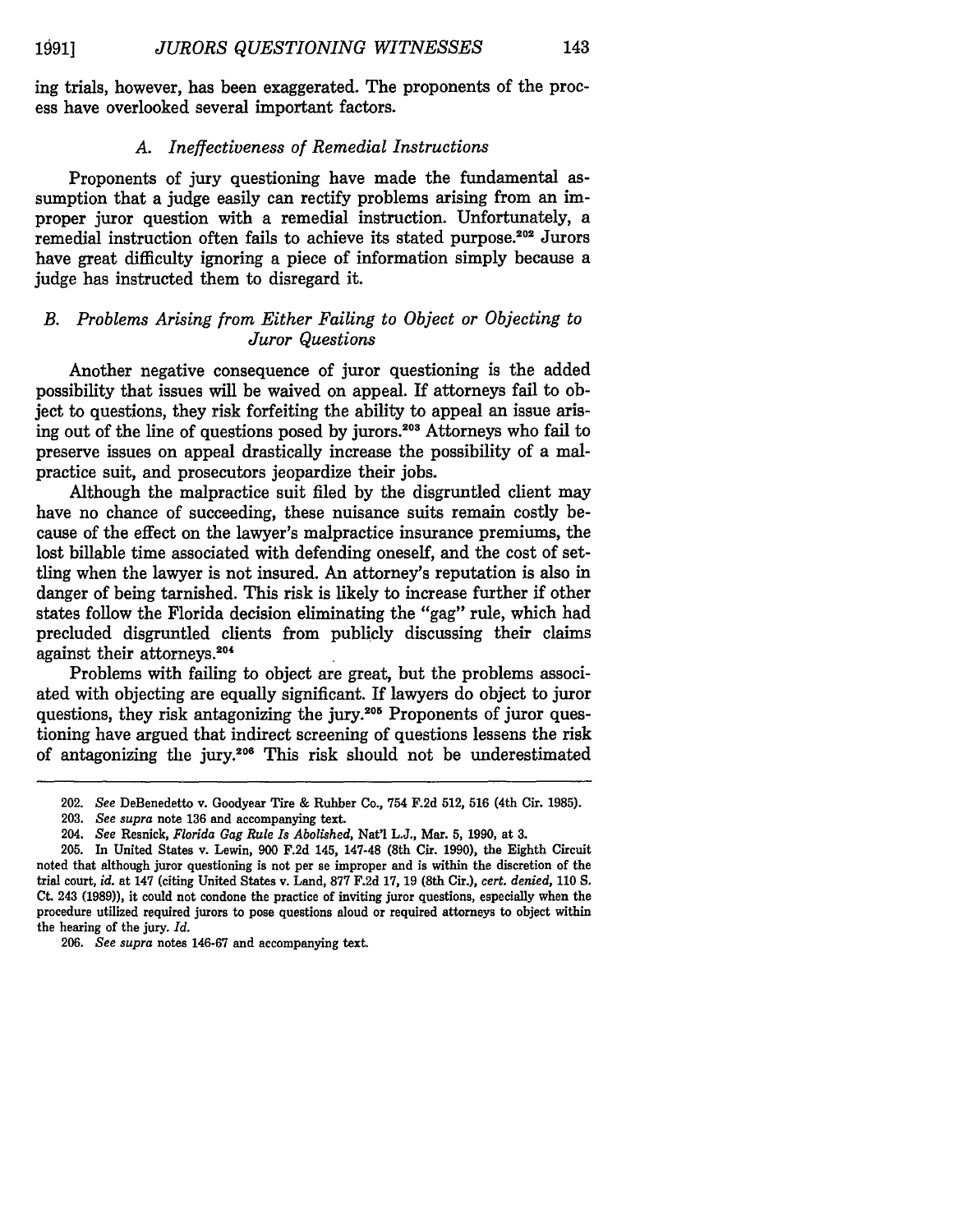ing trials, however, has been exaggerated. The proponents of the process have overlooked several important factors.

### *A. Ineffectiveness of Remedial Instructions*

Proponents of jury questioning have made the fundamental assumption that a judge easily can rectify problems arising from an improper juror question with a remedial instruction. Unfortunately, a remedial instruction often fails to achieve its stated purpose.[202] Jurors have great difficulty ignoring a piece of information simply because a judge has instructed them to disregard it.

### *B. Problems Arising from Either Failing to Object or Objecting to Juror Questions*

Another negative consequence of juror questioning is the added possibility that issues will be waived on appeal. If attorneys fail to object to questions, they risk forfeiting the ability to appeal an issue arising out of the line of questions posed by jurors.[203] Attorneys who fail to preserve issues on appeal drastically increase the possibility of a malpractice suit, and prosecutors jeopardize their jobs.

Although the malpractice suit filed by the disgruntled client may have no chance of succeeding, these nuisance suits remain costly because of the effect on the lawyer's malpractice insurance premiums, the lost billable time associated with defending oneself, and the cost of settling when the lawyer is not insured. An attorney's reputation is also in danger of being tarnished. This risk is likely to increase further if other states follow the Florida decision eliminating the "gag" rule, which had precluded disgruntled clients from publicly discussing their claims against their attorneys.[204]

Problems with failing to object are great, but the problems associated with objecting are equally significant. If lawyers do object to juror questions, they risk antagonizing the jury.[205] Proponents of juror questioning have argued that indirect screening of questions lessens the risk of antagonizing the jury.[206] This risk should not be underestimated

---

202. *See* DeBenedetto v. Goodyear Tire & Rubber Co., 754 F.2d 512, 516 (4th Cir. 1985).

203. *See supra* note 136 and accompanying text.

204. *See* Resnick, *Florida Gag Rule Is Abolished*, Nat'l L.J., Mar. 5, 1990, at 3.

205. In United States v. Lewin, 900 F.2d 145, 147-48 (8th Cir. 1990), the Eighth Circuit noted that although juror questioning is not per se improper and is within the discretion of the trial court, *id.* at 147 (citing United States v. Land, 877 F.2d 17, 19 (8th Cir.), *cert. denied*, 110 S. Ct. 243 (1989)), it could not condone the practice of inviting juror questions, especially when the procedure utilized required jurors to pose questions aloud or required attorneys to object within the hearing of the jury. *Id.*

206. *See supra* notes 146-67 and accompanying text.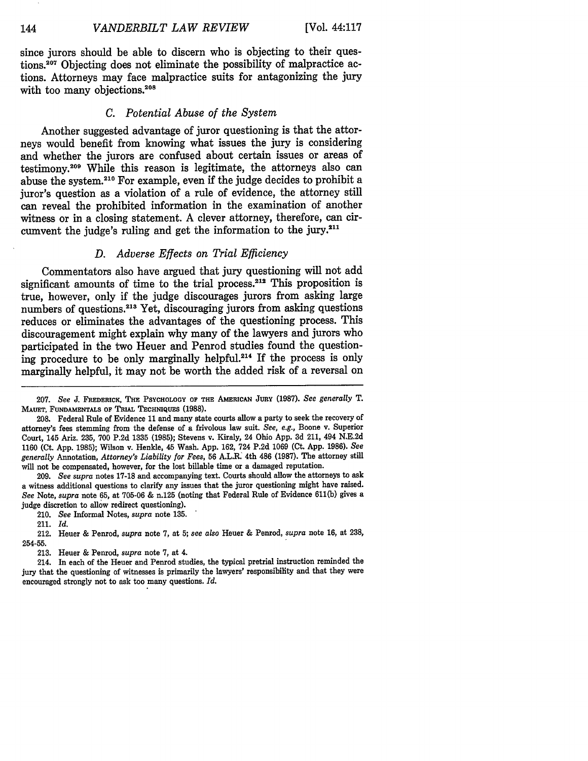since jurors should be able to discern who is objecting to their questions.[207] Objecting does not eliminate the possibility of malpractice actions. Attorneys may face malpractice suits for antagonizing the jury with too many objections.[208]

### *C. Potential Abuse of the System*

Another suggested advantage of juror questioning is that the attorneys would benefit from knowing what issues the jury is considering and whether the jurors are confused about certain issues or areas of testimony.[209] While this reason is legitimate, the attorneys also can abuse the system.[210] For example, even if the judge decides to prohibit a juror's question as a violation of a rule of evidence, the attorney still can reveal the prohibited information in the examination of another witness or in a closing statement. A clever attorney, therefore, can circumvent the judge's ruling and get the information to the jury.[211]

### *D. Adverse Effects on Trial Efficiency*

Commentators also have argued that jury questioning will not add significant amounts of time to the trial process.[212] This proposition is true, however, only if the judge discourages jurors from asking large numbers of questions.[213] Yet, discouraging jurors from asking questions reduces or eliminates the advantages of the questioning process. This discouragement might explain why many of the lawyers and jurors who participated in the two Heuer and Penrod studies found the questioning procedure to be only marginally helpful.[214] If the process is only marginally helpful, it may not be worth the added risk of a reversal on

---

207. *See* J. FREDERICK, THE PSYCHOLOGY OF THE AMERICAN JURY (1987). *See generally* T. MAUET, FUNDAMENTALS OF TRIAL TECHNIQUES (1988).

208. Federal Rule of Evidence 11 and many state courts allow a party to seek the recovery of attorney's fees stemming from the defense of a frivolous law suit. *See, e.g.*, Boone v. Superior Court, 145 Ariz. 235, 700 P.2d 1335 (1985); Stevens v. Kiraly, 24 Ohio App. 3d 211, 494 N.E.2d 1160 (Ct. App. 1985); Wilson v. Henkle, 45 Wash. App. 162, 724 P.2d 1069 (Ct. App. 1986). *See generally* Annotation, *Attorney's Liability for Fees*, 56 A.L.R. 4th 486 (1987). The attorney still will not be compensated, however, for the lost billable time or a damaged reputation.

209. *See supra* notes 17-18 and accompanying text. Courts should allow the attorneys to ask a witness additional questions to clarify any issues that the juror questioning might have raised. *See* Note, *supra* note 65, at 705-06 & n.125 (noting that Federal Rule of Evidence 611(b) gives a judge discretion to allow redirect questioning).

210. *See* Informal Notes, *supra* note 135.

211. *Id.*

212. Heuer & Penrod, *supra* note 7, at 5; *see also* Heuer & Penrod, *supra* note 16, at 238, 254-55.

213. Heuer & Penrod, *supra* note 7, at 4.

214. In each of the Heuer and Penrod studies, the typical pretrial instruction reminded the jury that the questioning of witnesses is primarily the lawyers' responsibility and that they were encouraged strongly not to ask too many questions. *Id.*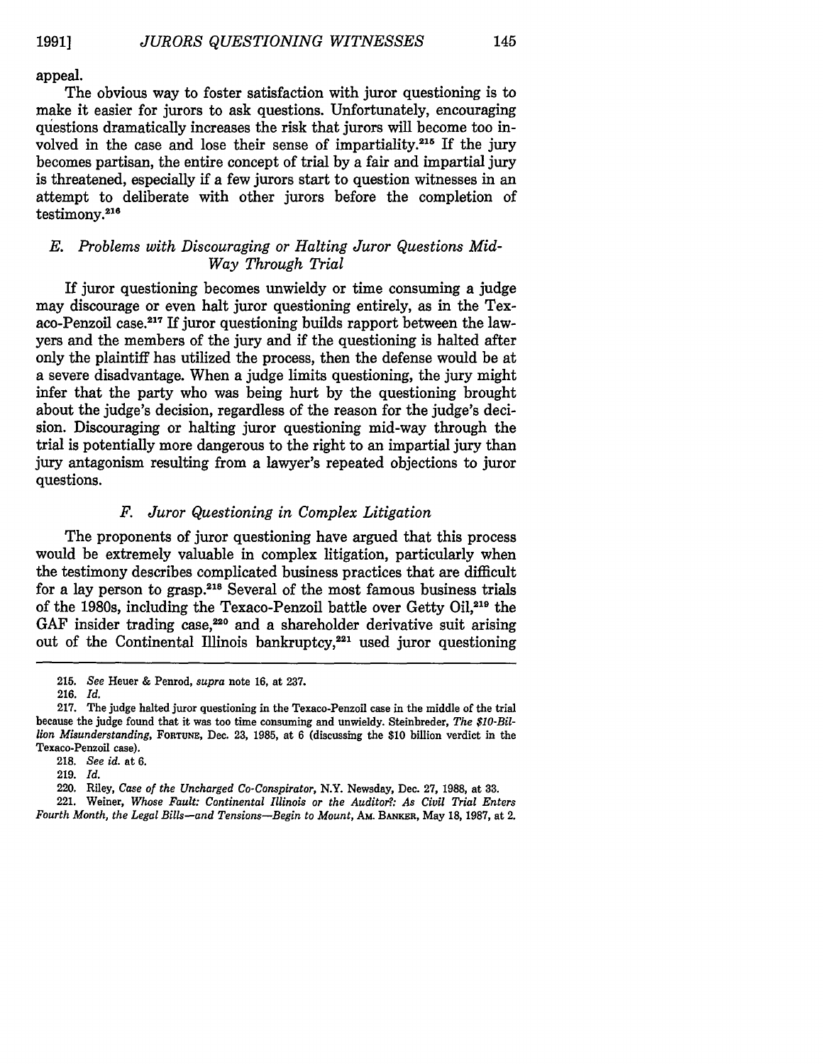appeal.

The obvious way to foster satisfaction with juror questioning is to make it easier for jurors to ask questions. Unfortunately, encouraging questions dramatically increases the risk that jurors will become too involved in the case and lose their sense of impartiality.[215] If the jury becomes partisan, the entire concept of trial by a fair and impartial jury is threatened, especially if a few jurors start to question witnesses in an attempt to deliberate with other jurors before the completion of testimony.[216]

### *E. Problems with Discouraging or Halting Juror Questions Mid-Way Through Trial*

If juror questioning becomes unwieldy or time consuming a judge may discourage or even halt juror questioning entirely, as in the Texaco-Penzoil case.[217] If juror questioning builds rapport between the lawyers and the members of the jury and if the questioning is halted after only the plaintiff has utilized the process, then the defense would be at a severe disadvantage. When a judge limits questioning, the jury might infer that the party who was being hurt by the questioning brought about the judge's decision, regardless of the reason for the judge's decision. Discouraging or halting juror questioning mid-way through the trial is potentially more dangerous to the right to an impartial jury than jury antagonism resulting from a lawyer's repeated objections to juror questions.

### *F. Juror Questioning in Complex Litigation*

The proponents of juror questioning have argued that this process would be extremely valuable in complex litigation, particularly when the testimony describes complicated business practices that are difficult for a lay person to grasp.[218] Several of the most famous business trials of the 1980s, including the Texaco-Penzoil battle over Getty Oil,[219] the GAF insider trading case,[220] and a shareholder derivative suit arising out of the Continental Illinois bankruptcy,[221] used juror questioning

---

215. *See* Heuer & Penrod, *supra* note 16, at 237.

216. *Id.*

217. The judge halted juror questioning in the Texaco-Penzoil case in the middle of the trial because the judge found that it was too time consuming and unwieldy. Steinbreder, *The $10-Billion Misunderstanding*, FORTUNE, Dec. 23, 1985, at 6 (discussing the $10 billion verdict in the Texaco-Penzoil case).

218. *See id.* at 6.

219. *Id.*

220. Riley, *Case of the Uncharged Co-Conspirator*, N.Y. Newsday, Dec. 27, 1988, at 33.

221. Weiner, *Whose Fault: Continental Illinois or the Auditor?: As Civil Trial Enters Fourth Month, the Legal Bills—and Tensions—Begin to Mount*, AM. BANKER, May 18, 1987, at 2.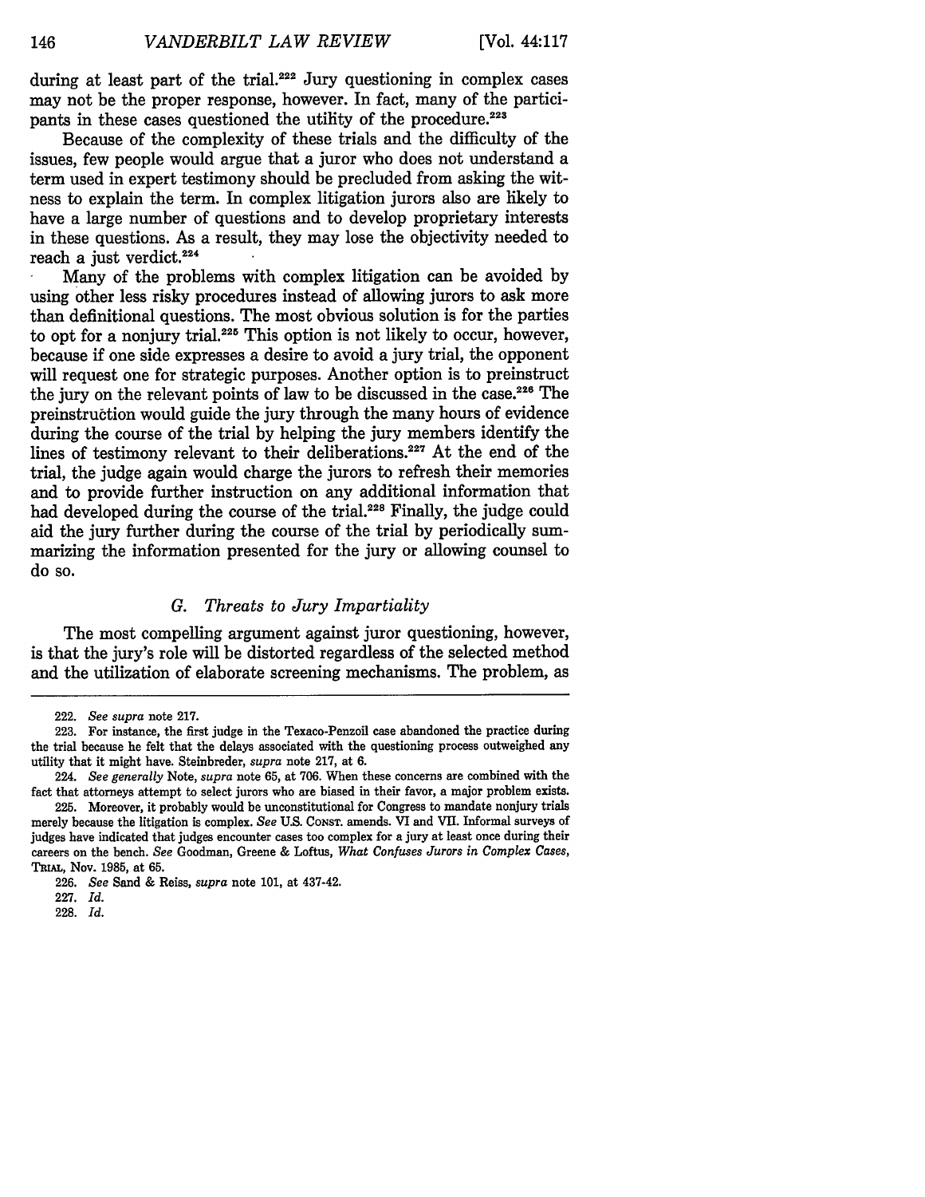during at least part of the trial.[222] Jury questioning in complex cases may not be the proper response, however. In fact, many of the participants in these cases questioned the utility of the procedure.[223]

Because of the complexity of these trials and the difficulty of the issues, few people would argue that a juror who does not understand a term used in expert testimony should be precluded from asking the witness to explain the term. In complex litigation jurors also are likely to have a large number of questions and to develop proprietary interests in these questions. As a result, they may lose the objectivity needed to reach a just verdict.[224]

Many of the problems with complex litigation can be avoided by using other less risky procedures instead of allowing jurors to ask more than definitional questions. The most obvious solution is for the parties to opt for a nonjury trial.[225] This option is not likely to occur, however, because if one side expresses a desire to avoid a jury trial, the opponent will request one for strategic purposes. Another option is to preinstruct the jury on the relevant points of law to be discussed in the case.[226] The preinstruction would guide the jury through the many hours of evidence during the course of the trial by helping the jury members identify the lines of testimony relevant to their deliberations.[227] At the end of the trial, the judge again would charge the jurors to refresh their memories and to provide further instruction on any additional information that had developed during the course of the trial.[228] Finally, the judge could aid the jury further during the course of the trial by periodically summarizing the information presented for the jury or allowing counsel to do so.

### *G. Threats to Jury Impartiality*

The most compelling argument against juror questioning, however, is that the jury's role will be distorted regardless of the selected method and the utilization of elaborate screening mechanisms. The problem, as

---

222. *See supra* note 217.

223. For instance, the first judge in the Texaco-Penzoil case abandoned the practice during the trial because he felt that the delays associated with the questioning process outweighed any utility that it might have. Steinbreder, *supra* note 217, at 6.

224. *See generally* Note, *supra* note 65, at 706. When these concerns are combined with the fact that attorneys attempt to select jurors who are biased in their favor, a major problem exists.

225. Moreover, it probably would be unconstitutional for Congress to mandate nonjury trials merely because the litigation is complex. *See* U.S. CONST. amends. VI and VII. Informal surveys of judges have indicated that judges encounter cases too complex for a jury at least once during their careers on the bench. *See* Goodman, Greene & Loftus, *What Confuses Jurors in Complex Cases*, TRIAL, Nov. 1985, at 65.

226. *See* Sand & Reiss, *supra* note 101, at 437-42.

227. *Id.*

228. *Id.*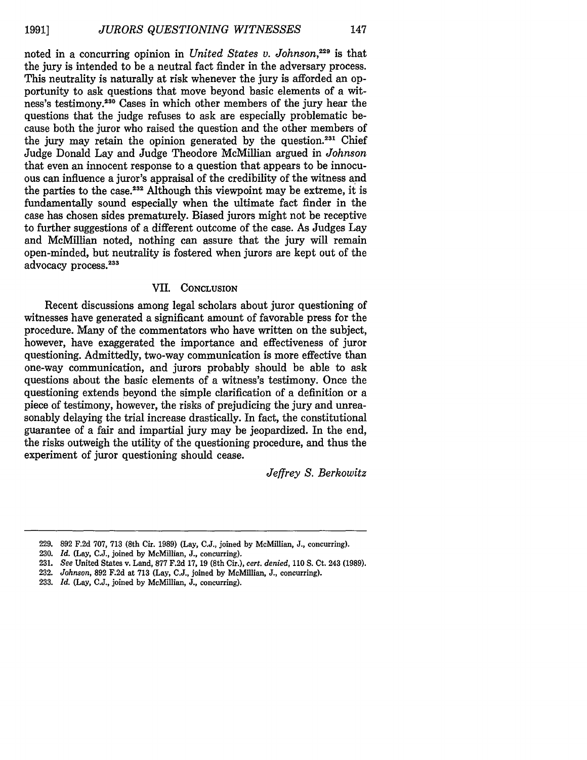noted in a concurring opinion in *United States v. Johnson*,[229] is that the jury is intended to be a neutral fact finder in the adversary process. This neutrality is naturally at risk whenever the jury is afforded an opportunity to ask questions that move beyond basic elements of a witness's testimony.[230] Cases in which other members of the jury hear the questions that the judge refuses to ask are especially problematic because both the juror who raised the question and the other members of the jury may retain the opinion generated by the question.[231] Chief Judge Donald Lay and Judge Theodore McMillian argued in *Johnson* that even an innocent response to a question that appears to be innocuous can influence a juror's appraisal of the credibility of the witness and the parties to the case.[232] Although this viewpoint may be extreme, it is fundamentally sound especially when the ultimate fact finder in the case has chosen sides prematurely. Biased jurors might not be receptive to further suggestions of a different outcome of the case. As Judges Lay and McMillian noted, nothing can assure that the jury will remain open-minded, but neutrality is fostered when jurors are kept out of the advocacy process.[233]

## VII. Conclusion

Recent discussions among legal scholars about juror questioning of witnesses have generated a significant amount of favorable press for the procedure. Many of the commentators who have written on the subject, however, have exaggerated the importance and effectiveness of juror questioning. Admittedly, two-way communication is more effective than one-way communication, and jurors probably should be able to ask questions about the basic elements of a witness's testimony. Once the questioning extends beyond the simple clarification of a definition or a piece of testimony, however, the risks of prejudicing the jury and unreasonably delaying the trial increase drastically. In fact, the constitutional guarantee of a fair and impartial jury may be jeopardized. In the end, the risks outweigh the utility of the questioning procedure, and thus the experiment of juror questioning should cease.

*Jeffrey S. Berkowitz*

---

229. 892 F.2d 707, 713 (8th Cir. 1989) (Lay, C.J., joined by McMillian, J., concurring).

230. *Id.* (Lay, C.J., joined by McMillian, J., concurring).

231. *See* United States v. Land, 877 F.2d 17, 19 (8th Cir.), *cert. denied*, 110 S. Ct. 243 (1989).

232. *Johnson*, 892 F.2d at 713 (Lay, C.J., joined by McMillian, J., concurring).

233. *Id.* (Lay, C.J., joined by McMillian, J., concurring).